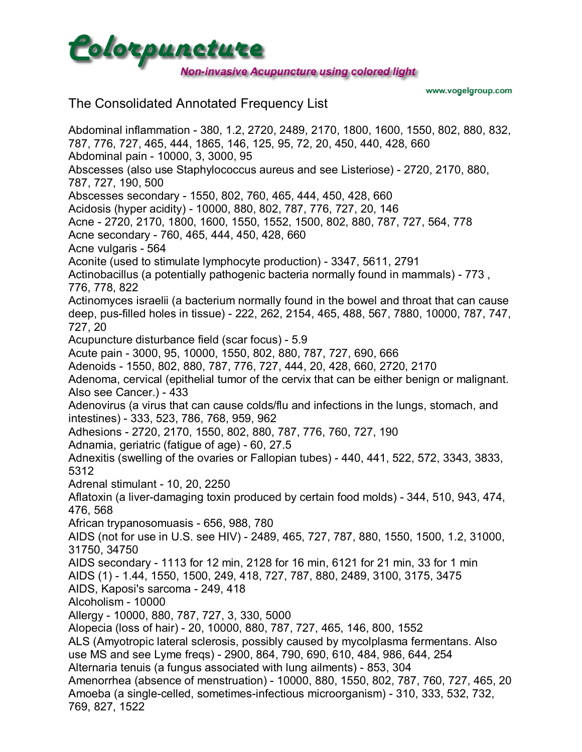# Colorpuncture

**Non-invasive Acupuncture using colored light**

www.vogelgroup.com

## The Consolidated Annotated Frequency List

Abdominal inflammation - 380, 1.2, 2720, 2489, 2170, 1800, 1600, 1550, 802, 880, 832, 787, 776, 727, 465, 444, 1865, 146, 125, 95, 72, 20, 450, 440, 428, 660
Abdominal pain - 10000, 3, 3000, 95
Abscesses (also use Staphylococcus aureus and see Listeriose) - 2720, 2170, 880, 787, 727, 190, 500
Abscesses secondary - 1550, 802, 760, 465, 444, 450, 428, 660
Acidosis (hyper acidity) - 10000, 880, 802, 787, 776, 727, 20, 146
Acne - 2720, 2170, 1800, 1600, 1550, 1552, 1500, 802, 880, 787, 727, 564, 778
Acne secondary - 760, 465, 444, 450, 428, 660
Acne vulgaris - 564
Aconite (used to stimulate lymphocyte production) - 3347, 5611, 2791
Actinobacillus (a potentially pathogenic bacteria normally found in mammals) - 773 , 776, 778, 822
Actinomyces israelii (a bacterium normally found in the bowel and throat that can cause deep, pus-filled holes in tissue) - 222, 262, 2154, 465, 488, 567, 7880, 10000, 787, 747, 727, 20
Acupuncture disturbance field (scar focus) - 5.9
Acute pain - 3000, 95, 10000, 1550, 802, 880, 787, 727, 690, 666
Adenoids - 1550, 802, 880, 787, 776, 727, 444, 20, 428, 660, 2720, 2170
Adenoma, cervical (epithelial tumor of the cervix that can be either benign or malignant. Also see Cancer.) - 433
Adenovirus (a virus that can cause colds/flu and infections in the lungs, stomach, and intestines) - 333, 523, 786, 768, 959, 962
Adhesions - 2720, 2170, 1550, 802, 880, 787, 776, 760, 727, 190
Adnamia, geriatric (fatigue of age) - 60, 27.5
Adnexitis (swelling of the ovaries or Fallopian tubes) - 440, 441, 522, 572, 3343, 3833, 5312
Adrenal stimulant - 10, 20, 2250
Aflatoxin (a liver-damaging toxin produced by certain food molds) - 344, 510, 943, 474, 476, 568
African trypanosomuasis - 656, 988, 780
AIDS (not for use in U.S. see HIV) - 2489, 465, 727, 787, 880, 1550, 1500, 1.2, 31000, 31750, 34750
AIDS secondary - 1113 for 12 min, 2128 for 16 min, 6121 for 21 min, 33 for 1 min
AIDS (1) - 1.44, 1550, 1500, 249, 418, 727, 787, 880, 2489, 3100, 3175, 3475
AIDS, Kaposi's sarcoma - 249, 418
Alcoholism - 10000
Allergy - 10000, 880, 787, 727, 3, 330, 5000
Alopecia (loss of hair) - 20, 10000, 880, 787, 727, 465, 146, 800, 1552
ALS (Amyotropic lateral sclerosis, possibly caused by mycolplasma fermentans. Also use MS and see Lyme freqs) - 2900, 864, 790, 690, 610, 484, 986, 644, 254
Alternaria tenuis (a fungus associated with lung ailments) - 853, 304
Amenorrhea (absence of menstruation) - 10000, 880, 1550, 802, 787, 760, 727, 465, 20
Amoeba (a single-celled, sometimes-infectious microorganism) - 310, 333, 532, 732, 769, 827, 1522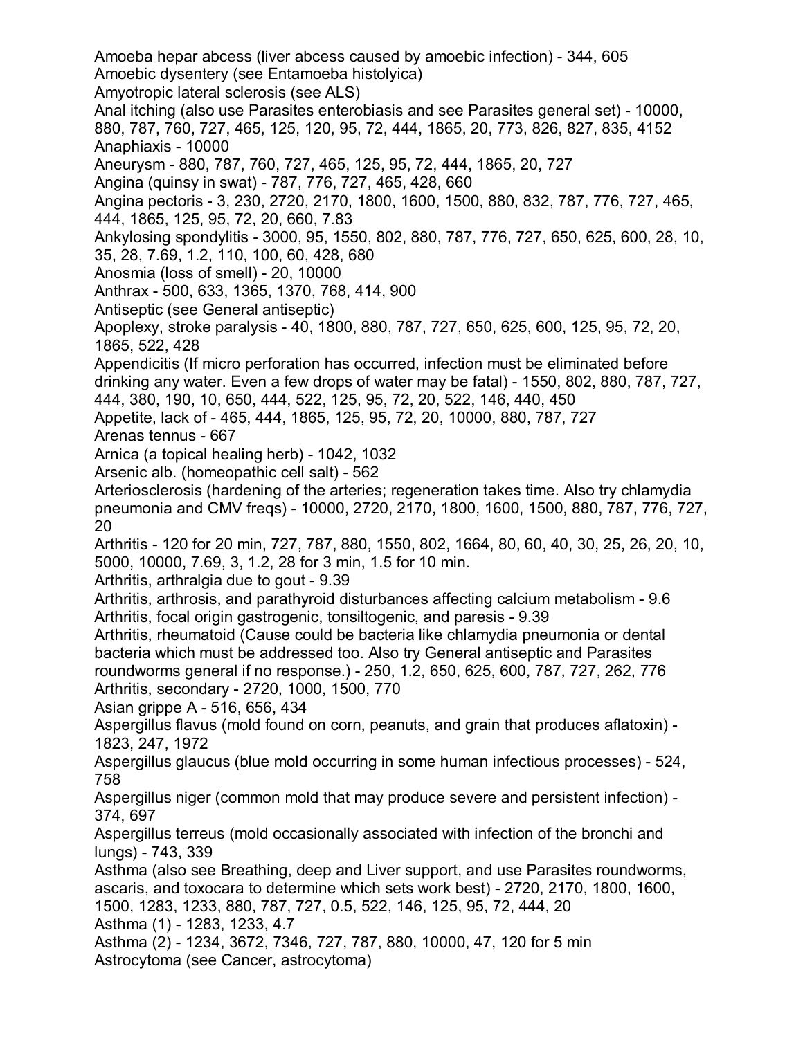Amoeba hepar abcess (liver abcess caused by amoebic infection) - 344, 605
Amoebic dysentery (see Entamoeba histolyica)
Amyotropic lateral sclerosis (see ALS)
Anal itching (also use Parasites enterobiasis and see Parasites general set) - 10000, 880, 787, 760, 727, 465, 125, 120, 95, 72, 444, 1865, 20, 773, 826, 827, 835, 4152
Anaphiaxis - 10000
Aneurysm - 880, 787, 760, 727, 465, 125, 95, 72, 444, 1865, 20, 727
Angina (quinsy in swat) - 787, 776, 727, 465, 428, 660
Angina pectoris - 3, 230, 2720, 2170, 1800, 1600, 1500, 880, 832, 787, 776, 727, 465, 444, 1865, 125, 95, 72, 20, 660, 7.83
Ankylosing spondylitis - 3000, 95, 1550, 802, 880, 787, 776, 727, 650, 625, 600, 28, 10, 35, 28, 7.69, 1.2, 110, 100, 60, 428, 680
Anosmia (loss of smell) - 20, 10000
Anthrax - 500, 633, 1365, 1370, 768, 414, 900
Antiseptic (see General antiseptic)
Apoplexy, stroke paralysis - 40, 1800, 880, 787, 727, 650, 625, 600, 125, 95, 72, 20, 1865, 522, 428
Appendicitis (If micro perforation has occurred, infection must be eliminated before drinking any water. Even a few drops of water may be fatal) - 1550, 802, 880, 787, 727, 444, 380, 190, 10, 650, 444, 522, 125, 95, 72, 20, 522, 146, 440, 450
Appetite, lack of - 465, 444, 1865, 125, 95, 72, 20, 10000, 880, 787, 727
Arenas tennus - 667
Arnica (a topical healing herb) - 1042, 1032
Arsenic alb. (homeopathic cell salt) - 562
Arteriosclerosis (hardening of the arteries; regeneration takes time. Also try chlamydia pneumonia and CMV freqs) - 10000, 2720, 2170, 1800, 1600, 1500, 880, 787, 776, 727, 20
Arthritis - 120 for 20 min, 727, 787, 880, 1550, 802, 1664, 80, 60, 40, 30, 25, 26, 20, 10, 5000, 10000, 7.69, 3, 1.2, 28 for 3 min, 1.5 for 10 min.
Arthritis, arthralgia due to gout - 9.39
Arthritis, arthrosis, and parathyroid disturbances affecting calcium metabolism - 9.6
Arthritis, focal origin gastrogenic, tonsiltogenic, and paresis - 9.39
Arthritis, rheumatoid (Cause could be bacteria like chlamydia pneumonia or dental bacteria which must be addressed too. Also try General antiseptic and Parasites roundworms general if no response.) - 250, 1.2, 650, 625, 600, 787, 727, 262, 776
Arthritis, secondary - 2720, 1000, 1500, 770
Asian grippe A - 516, 656, 434
Aspergillus flavus (mold found on corn, peanuts, and grain that produces aflatoxin) - 1823, 247, 1972
Aspergillus glaucus (blue mold occurring in some human infectious processes) - 524, 758
Aspergillus niger (common mold that may produce severe and persistent infection) - 374, 697
Aspergillus terreus (mold occasionally associated with infection of the bronchi and lungs) - 743, 339
Asthma (also see Breathing, deep and Liver support, and use Parasites roundworms, ascaris, and toxocara to determine which sets work best) - 2720, 2170, 1800, 1600, 1500, 1283, 1233, 880, 787, 727, 0.5, 522, 146, 125, 95, 72, 444, 20
Asthma (1) - 1283, 1233, 4.7
Asthma (2) - 1234, 3672, 7346, 727, 787, 880, 10000, 47, 120 for 5 min
Astrocytoma (see Cancer, astrocytoma)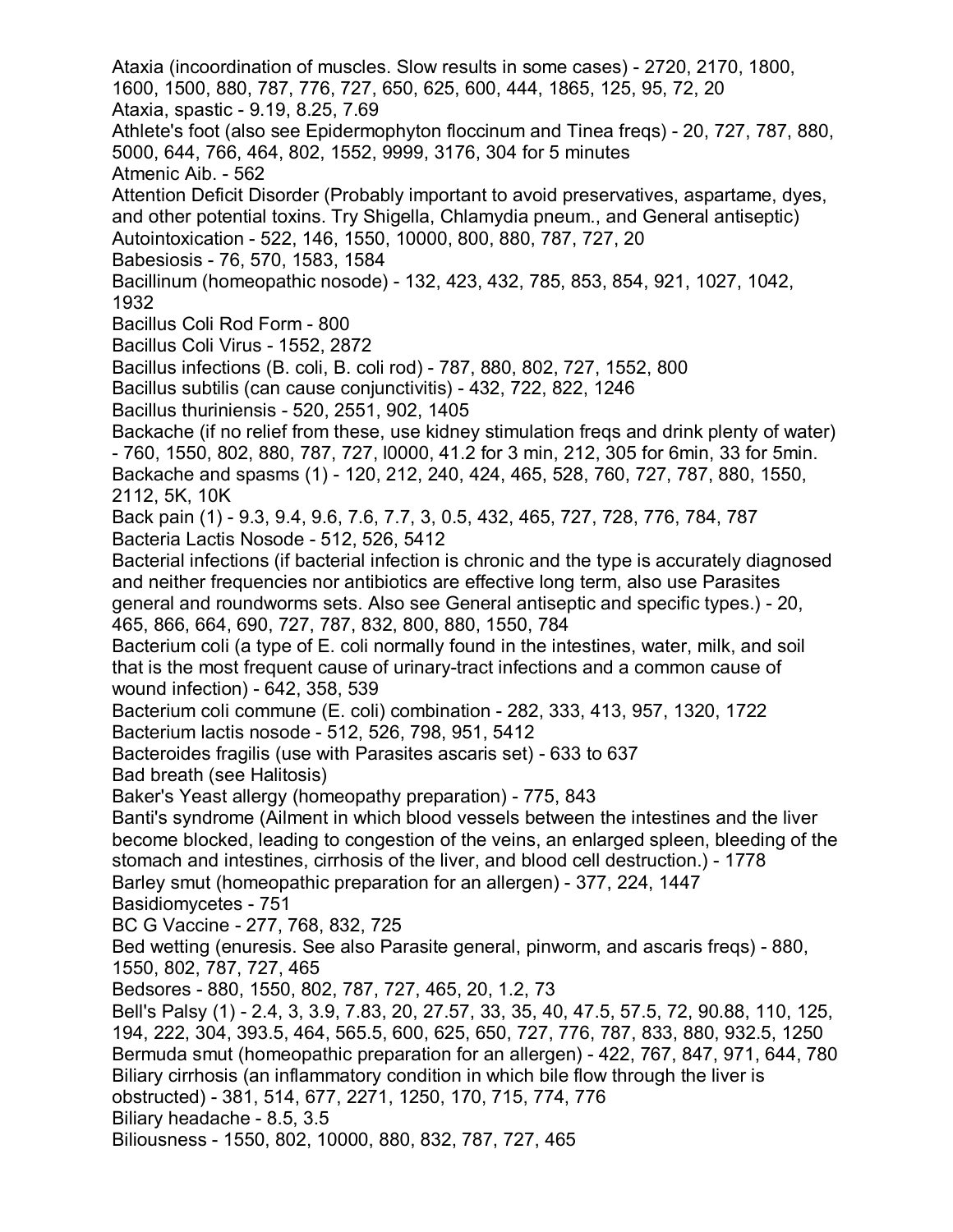Ataxia (incoordination of muscles. Slow results in some cases) - 2720, 2170, 1800, 1600, 1500, 880, 787, 776, 727, 650, 625, 600, 444, 1865, 125, 95, 72, 20
Ataxia, spastic - 9.19, 8.25, 7.69
Athlete's foot (also see Epidermophyton floccinum and Tinea freqs) - 20, 727, 787, 880, 5000, 644, 766, 464, 802, 1552, 9999, 3176, 304 for 5 minutes
Atmenic Aib. - 562
Attention Deficit Disorder (Probably important to avoid preservatives, aspartame, dyes, and other potential toxins. Try Shigella, Chlamydia pneum., and General antiseptic)
Autointoxication - 522, 146, 1550, 10000, 800, 880, 787, 727, 20
Babesiosis - 76, 570, 1583, 1584
Bacillinum (homeopathic nosode) - 132, 423, 432, 785, 853, 854, 921, 1027, 1042, 1932
Bacillus Coli Rod Form - 800
Bacillus Coli Virus - 1552, 2872
Bacillus infections (B. coli, B. coli rod) - 787, 880, 802, 727, 1552, 800
Bacillus subtilis (can cause conjunctivitis) - 432, 722, 822, 1246
Bacillus thuriniensis - 520, 2551, 902, 1405
Backache (if no relief from these, use kidney stimulation freqs and drink plenty of water) - 760, 1550, 802, 880, 787, 727, l0000, 41.2 for 3 min, 212, 305 for 6min, 33 for 5min.
Backache and spasms (1) - 120, 212, 240, 424, 465, 528, 760, 727, 787, 880, 1550, 2112, 5K, 10K
Back pain (1) - 9.3, 9.4, 9.6, 7.6, 7.7, 3, 0.5, 432, 465, 727, 728, 776, 784, 787
Bacteria Lactis Nosode - 512, 526, 5412
Bacterial infections (if bacterial infection is chronic and the type is accurately diagnosed and neither frequencies nor antibiotics are effective long term, also use Parasites general and roundworms sets. Also see General antiseptic and specific types.) - 20, 465, 866, 664, 690, 727, 787, 832, 800, 880, 1550, 784
Bacterium coli (a type of E. coli normally found in the intestines, water, milk, and soil that is the most frequent cause of urinary-tract infections and a common cause of wound infection) - 642, 358, 539
Bacterium coli commune (E. coli) combination - 282, 333, 413, 957, 1320, 1722
Bacterium lactis nosode - 512, 526, 798, 951, 5412
Bacteroides fragilis (use with Parasites ascaris set) - 633 to 637
Bad breath (see Halitosis)
Baker's Yeast allergy (homeopathy preparation) - 775, 843
Banti's syndrome (Ailment in which blood vessels between the intestines and the liver become blocked, leading to congestion of the veins, an enlarged spleen, bleeding of the stomach and intestines, cirrhosis of the liver, and blood cell destruction.) - 1778
Barley smut (homeopathic preparation for an allergen) - 377, 224, 1447
Basidiomycetes - 751
BC G Vaccine - 277, 768, 832, 725
Bed wetting (enuresis. See also Parasite general, pinworm, and ascaris freqs) - 880, 1550, 802, 787, 727, 465
Bedsores - 880, 1550, 802, 787, 727, 465, 20, 1.2, 73
Bell's Palsy (1) - 2.4, 3, 3.9, 7.83, 20, 27.57, 33, 35, 40, 47.5, 57.5, 72, 90.88, 110, 125, 194, 222, 304, 393.5, 464, 565.5, 600, 625, 650, 727, 776, 787, 833, 880, 932.5, 1250
Bermuda smut (homeopathic preparation for an allergen) - 422, 767, 847, 971, 644, 780
Biliary cirrhosis (an inflammatory condition in which bile flow through the liver is obstructed) - 381, 514, 677, 2271, 1250, 170, 715, 774, 776
Biliary headache - 8.5, 3.5
Biliousness - 1550, 802, 10000, 880, 832, 787, 727, 465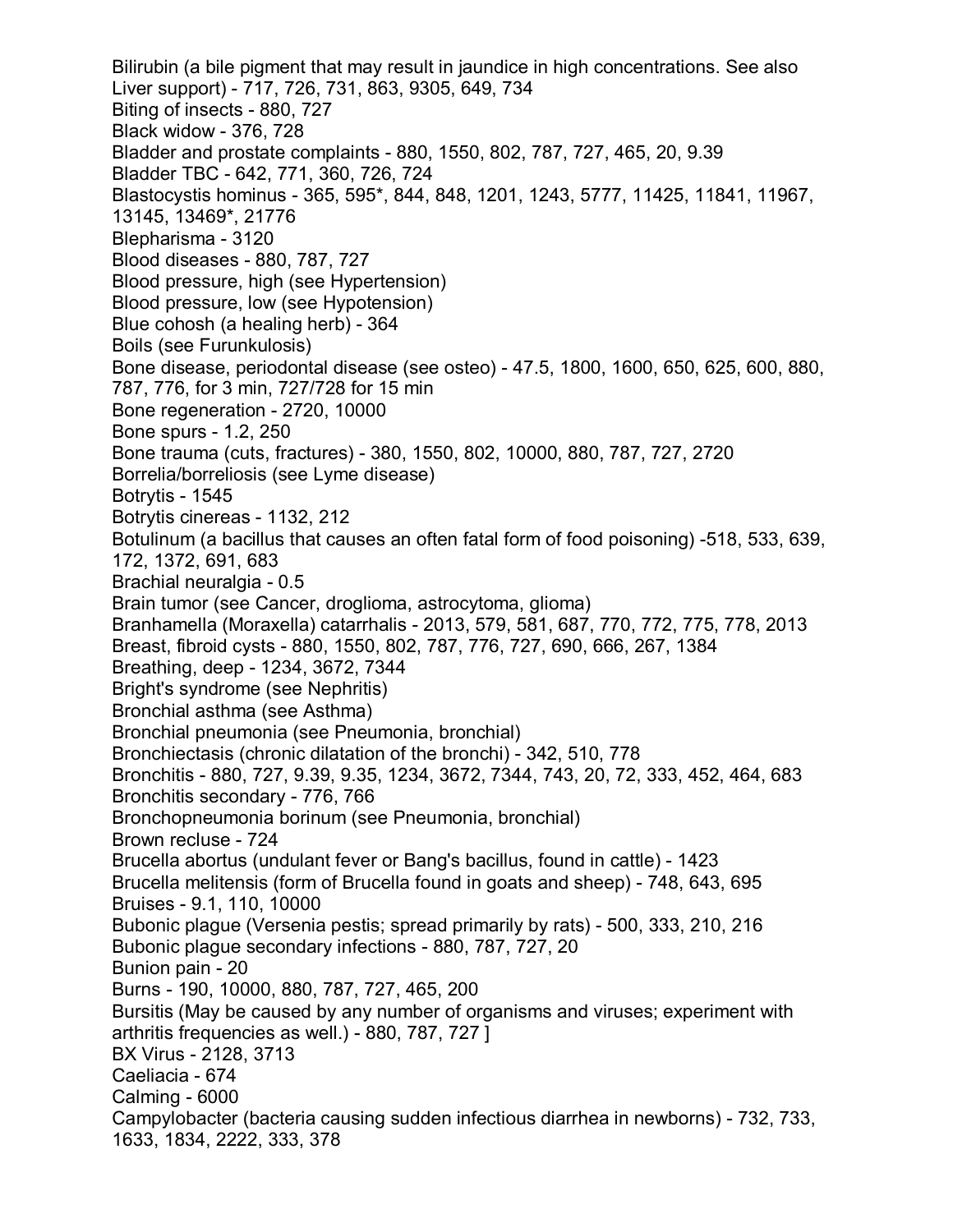Bilirubin (a bile pigment that may result in jaundice in high concentrations. See also Liver support) - 717, 726, 731, 863, 9305, 649, 734
Biting of insects - 880, 727
Black widow - 376, 728
Bladder and prostate complaints - 880, 1550, 802, 787, 727, 465, 20, 9.39
Bladder TBC - 642, 771, 360, 726, 724
Blastocystis hominus - 365, 595*, 844, 848, 1201, 1243, 5777, 11425, 11841, 11967, 13145, 13469*, 21776
Blepharisma - 3120
Blood diseases - 880, 787, 727
Blood pressure, high (see Hypertension)
Blood pressure, low (see Hypotension)
Blue cohosh (a healing herb) - 364
Boils (see Furunkulosis)
Bone disease, periodontal disease (see osteo) - 47.5, 1800, 1600, 650, 625, 600, 880, 787, 776, for 3 min, 727/728 for 15 min
Bone regeneration - 2720, 10000
Bone spurs - 1.2, 250
Bone trauma (cuts, fractures) - 380, 1550, 802, 10000, 880, 787, 727, 2720
Borrelia/borreliosis (see Lyme disease)
Botrytis - 1545
Botrytis cinereas - 1132, 212
Botulinum (a bacillus that causes an often fatal form of food poisoning) -518, 533, 639, 172, 1372, 691, 683
Brachial neuralgia - 0.5
Brain tumor (see Cancer, droglioma, astrocytoma, glioma)
Branhamella (Moraxella) catarrhalis - 2013, 579, 581, 687, 770, 772, 775, 778, 2013
Breast, fibroid cysts - 880, 1550, 802, 787, 776, 727, 690, 666, 267, 1384
Breathing, deep - 1234, 3672, 7344
Bright's syndrome (see Nephritis)
Bronchial asthma (see Asthma)
Bronchial pneumonia (see Pneumonia, bronchial)
Bronchiectasis (chronic dilatation of the bronchi) - 342, 510, 778
Bronchitis - 880, 727, 9.39, 9.35, 1234, 3672, 7344, 743, 20, 72, 333, 452, 464, 683
Bronchitis secondary - 776, 766
Bronchopneumonia borinum (see Pneumonia, bronchial)
Brown recluse - 724
Brucella abortus (undulant fever or Bang's bacillus, found in cattle) - 1423
Brucella melitensis (form of Brucella found in goats and sheep) - 748, 643, 695
Bruises - 9.1, 110, 10000
Bubonic plague (Versenia pestis; spread primarily by rats) - 500, 333, 210, 216
Bubonic plague secondary infections - 880, 787, 727, 20
Bunion pain - 20
Burns - 190, 10000, 880, 787, 727, 465, 200
Bursitis (May be caused by any number of organisms and viruses; experiment with arthritis frequencies as well.) - 880, 787, 727 ]
BX Virus - 2128, 3713
Caeliacia - 674
Calming - 6000
Campylobacter (bacteria causing sudden infectious diarrhea in newborns) - 732, 733, 1633, 1834, 2222, 333, 378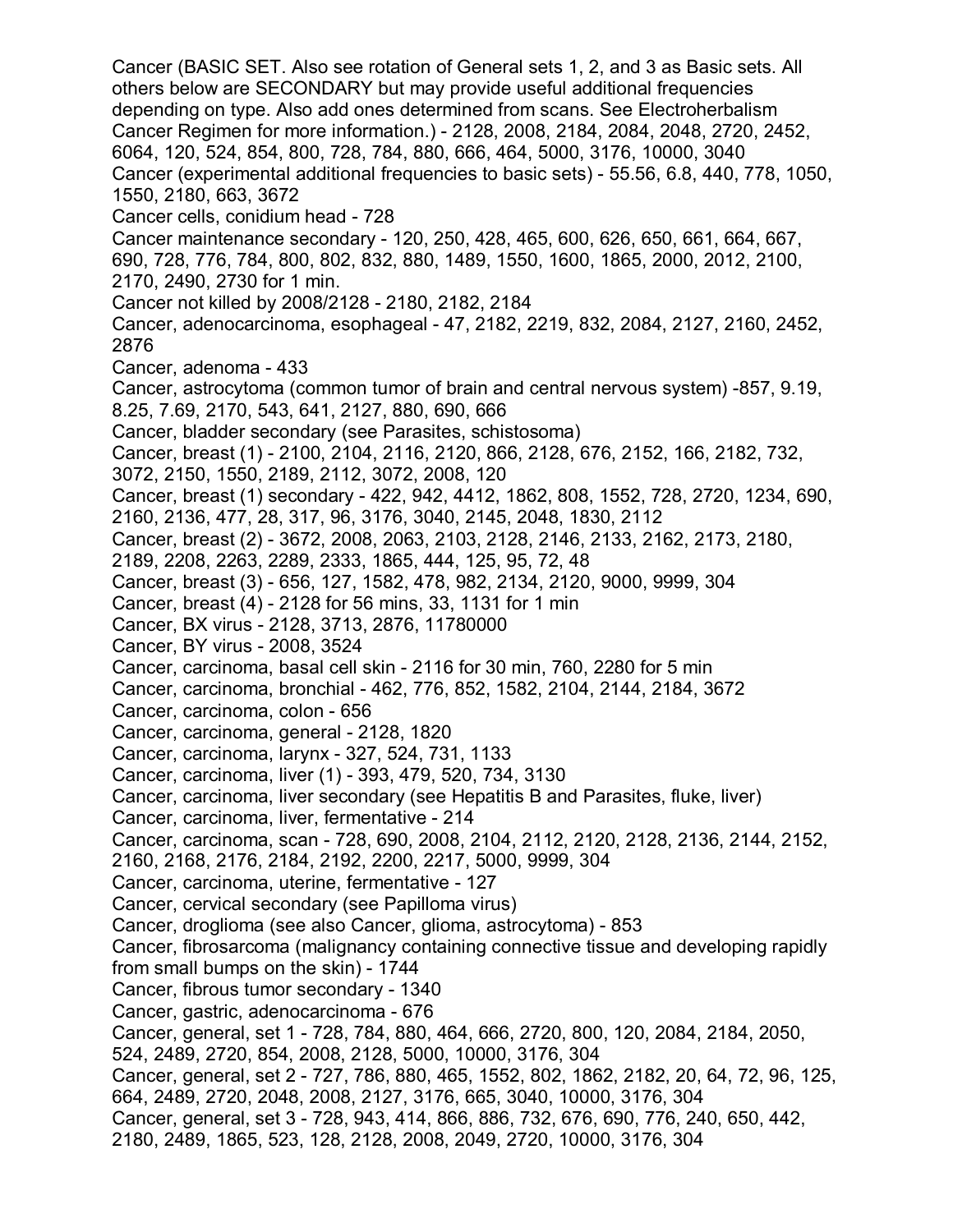Cancer (BASIC SET. Also see rotation of General sets 1, 2, and 3 as Basic sets. All others below are SECONDARY but may provide useful additional frequencies depending on type. Also add ones determined from scans. See Electroherbalism Cancer Regimen for more information.) - 2128, 2008, 2184, 2084, 2048, 2720, 2452, 6064, 120, 524, 854, 800, 728, 784, 880, 666, 464, 5000, 3176, 10000, 3040

Cancer (experimental additional frequencies to basic sets) - 55.56, 6.8, 440, 778, 1050, 1550, 2180, 663, 3672

Cancer cells, conidium head - 728

Cancer maintenance secondary - 120, 250, 428, 465, 600, 626, 650, 661, 664, 667, 690, 728, 776, 784, 800, 802, 832, 880, 1489, 1550, 1600, 1865, 2000, 2012, 2100, 2170, 2490, 2730 for 1 min.

Cancer not killed by 2008/2128 - 2180, 2182, 2184

Cancer, adenocarcinoma, esophageal - 47, 2182, 2219, 832, 2084, 2127, 2160, 2452, 2876

Cancer, adenoma - 433

Cancer, astrocytoma (common tumor of brain and central nervous system) -857, 9.19, 8.25, 7.69, 2170, 543, 641, 2127, 880, 690, 666

Cancer, bladder secondary (see Parasites, schistosoma)

Cancer, breast (1) - 2100, 2104, 2116, 2120, 866, 2128, 676, 2152, 166, 2182, 732, 3072, 2150, 1550, 2189, 2112, 3072, 2008, 120

Cancer, breast (1) secondary - 422, 942, 4412, 1862, 808, 1552, 728, 2720, 1234, 690, 2160, 2136, 477, 28, 317, 96, 3176, 3040, 2145, 2048, 1830, 2112

Cancer, breast (2) - 3672, 2008, 2063, 2103, 2128, 2146, 2133, 2162, 2173, 2180, 2189, 2208, 2263, 2289, 2333, 1865, 444, 125, 95, 72, 48

Cancer, breast (3) - 656, 127, 1582, 478, 982, 2134, 2120, 9000, 9999, 304

Cancer, breast (4) - 2128 for 56 mins, 33, 1131 for 1 min

Cancer, BX virus - 2128, 3713, 2876, 11780000

Cancer, BY virus - 2008, 3524

Cancer, carcinoma, basal cell skin - 2116 for 30 min, 760, 2280 for 5 min

Cancer, carcinoma, bronchial - 462, 776, 852, 1582, 2104, 2144, 2184, 3672

Cancer, carcinoma, colon - 656

Cancer, carcinoma, general - 2128, 1820

Cancer, carcinoma, larynx - 327, 524, 731, 1133

Cancer, carcinoma, liver (1) - 393, 479, 520, 734, 3130

Cancer, carcinoma, liver secondary (see Hepatitis B and Parasites, fluke, liver)

Cancer, carcinoma, liver, fermentative - 214

Cancer, carcinoma, scan - 728, 690, 2008, 2104, 2112, 2120, 2128, 2136, 2144, 2152, 2160, 2168, 2176, 2184, 2192, 2200, 2217, 5000, 9999, 304

Cancer, carcinoma, uterine, fermentative - 127

Cancer, cervical secondary (see Papilloma virus)

Cancer, droglioma (see also Cancer, glioma, astrocytoma) - 853

Cancer, fibrosarcoma (malignancy containing connective tissue and developing rapidly from small bumps on the skin) - 1744

Cancer, fibrous tumor secondary - 1340

Cancer, gastric, adenocarcinoma - 676

Cancer, general, set 1 - 728, 784, 880, 464, 666, 2720, 800, 120, 2084, 2184, 2050, 524, 2489, 2720, 854, 2008, 2128, 5000, 10000, 3176, 304

Cancer, general, set 2 - 727, 786, 880, 465, 1552, 802, 1862, 2182, 20, 64, 72, 96, 125, 664, 2489, 2720, 2048, 2008, 2127, 3176, 665, 3040, 10000, 3176, 304

Cancer, general, set 3 - 728, 943, 414, 866, 886, 732, 676, 690, 776, 240, 650, 442, 2180, 2489, 1865, 523, 128, 2128, 2008, 2049, 2720, 10000, 3176, 304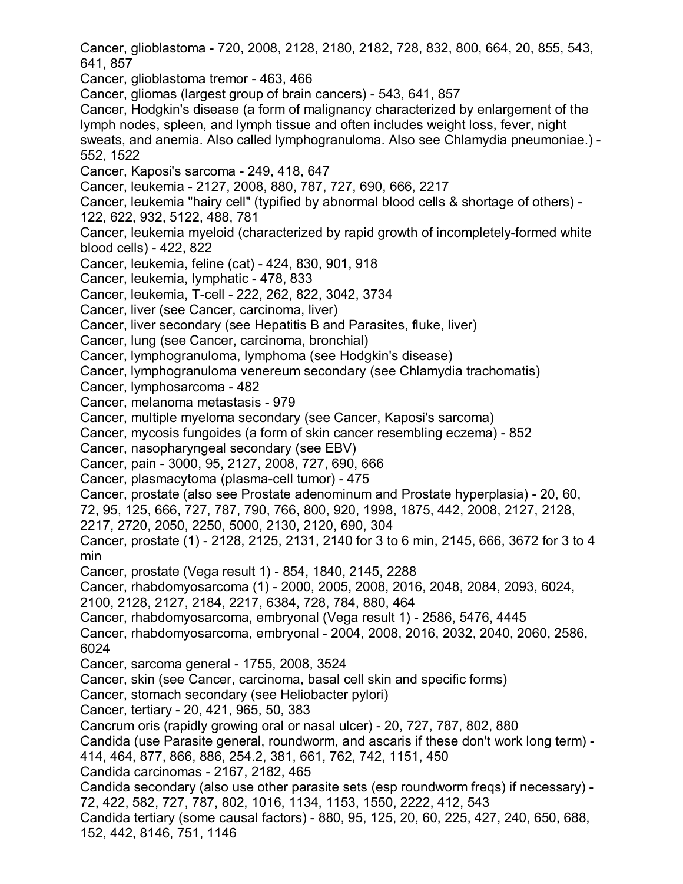Cancer, glioblastoma - 720, 2008, 2128, 2180, 2182, 728, 832, 800, 664, 20, 855, 543, 641, 857

Cancer, glioblastoma tremor - 463, 466

Cancer, gliomas (largest group of brain cancers) - 543, 641, 857

Cancer, Hodgkin's disease (a form of malignancy characterized by enlargement of the lymph nodes, spleen, and lymph tissue and often includes weight loss, fever, night sweats, and anemia. Also called lymphogranuloma. Also see Chlamydia pneumoniae.) - 552, 1522

Cancer, Kaposi's sarcoma - 249, 418, 647

Cancer, leukemia - 2127, 2008, 880, 787, 727, 690, 666, 2217

Cancer, leukemia "hairy cell" (typified by abnormal blood cells & shortage of others) - 122, 622, 932, 5122, 488, 781

Cancer, leukemia myeloid (characterized by rapid growth of incompletely-formed white blood cells) - 422, 822

Cancer, leukemia, feline (cat) - 424, 830, 901, 918

Cancer, leukemia, lymphatic - 478, 833

Cancer, leukemia, T-cell - 222, 262, 822, 3042, 3734

Cancer, liver (see Cancer, carcinoma, liver)

Cancer, liver secondary (see Hepatitis B and Parasites, fluke, liver)

Cancer, lung (see Cancer, carcinoma, bronchial)

Cancer, lymphogranuloma, lymphoma (see Hodgkin's disease)

Cancer, lymphogranuloma venereum secondary (see Chlamydia trachomatis)

Cancer, lymphosarcoma - 482

Cancer, melanoma metastasis - 979

Cancer, multiple myeloma secondary (see Cancer, Kaposi's sarcoma)

Cancer, mycosis fungoides (a form of skin cancer resembling eczema) - 852

Cancer, nasopharyngeal secondary (see EBV)

Cancer, pain - 3000, 95, 2127, 2008, 727, 690, 666

Cancer, plasmacytoma (plasma-cell tumor) - 475

Cancer, prostate (also see Prostate adenominum and Prostate hyperplasia) - 20, 60, 72, 95, 125, 666, 727, 787, 790, 766, 800, 920, 1998, 1875, 442, 2008, 2127, 2128, 2217, 2720, 2050, 2250, 5000, 2130, 2120, 690, 304

Cancer, prostate (1) - 2128, 2125, 2131, 2140 for 3 to 6 min, 2145, 666, 3672 for 3 to 4 min

Cancer, prostate (Vega result 1) - 854, 1840, 2145, 2288

Cancer, rhabdomyosarcoma (1) - 2000, 2005, 2008, 2016, 2048, 2084, 2093, 6024, 2100, 2128, 2127, 2184, 2217, 6384, 728, 784, 880, 464

Cancer, rhabdomyosarcoma, embryonal (Vega result 1) - 2586, 5476, 4445

Cancer, rhabdomyosarcoma, embryonal - 2004, 2008, 2016, 2032, 2040, 2060, 2586, 6024

Cancer, sarcoma general - 1755, 2008, 3524

Cancer, skin (see Cancer, carcinoma, basal cell skin and specific forms)

Cancer, stomach secondary (see Heliobacter pylori)

Cancer, tertiary - 20, 421, 965, 50, 383

Cancrum oris (rapidly growing oral or nasal ulcer) - 20, 727, 787, 802, 880

Candida (use Parasite general, roundworm, and ascaris if these don't work long term) - 414, 464, 877, 866, 886, 254.2, 381, 661, 762, 742, 1151, 450

Candida carcinomas - 2167, 2182, 465

Candida secondary (also use other parasite sets (esp roundworm freqs) if necessary) - 72, 422, 582, 727, 787, 802, 1016, 1134, 1153, 1550, 2222, 412, 543

Candida tertiary (some causal factors) - 880, 95, 125, 20, 60, 225, 427, 240, 650, 688, 152, 442, 8146, 751, 1146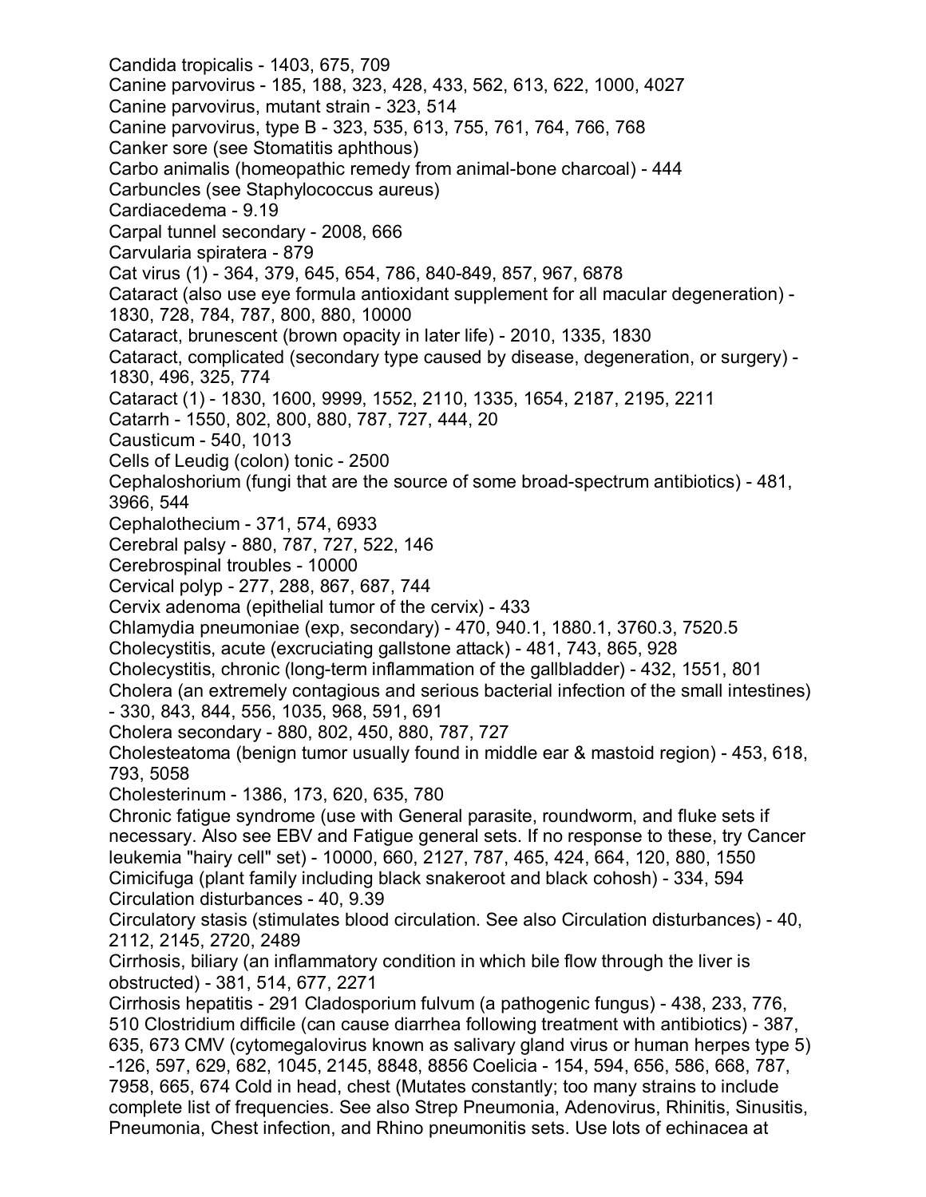Candida tropicalis - 1403, 675, 709
Canine parvovirus - 185, 188, 323, 428, 433, 562, 613, 622, 1000, 4027
Canine parvovirus, mutant strain - 323, 514
Canine parvovirus, type B - 323, 535, 613, 755, 761, 764, 766, 768
Canker sore (see Stomatitis aphthous)
Carbo animalis (homeopathic remedy from animal-bone charcoal) - 444
Carbuncles (see Staphylococcus aureus)
Cardiacedema - 9.19
Carpal tunnel secondary - 2008, 666
Carvularia spiratera - 879
Cat virus (1) - 364, 379, 645, 654, 786, 840-849, 857, 967, 6878
Cataract (also use eye formula antioxidant supplement for all macular degeneration) - 1830, 728, 784, 787, 800, 880, 10000
Cataract, brunescent (brown opacity in later life) - 2010, 1335, 1830
Cataract, complicated (secondary type caused by disease, degeneration, or surgery) - 1830, 496, 325, 774
Cataract (1) - 1830, 1600, 9999, 1552, 2110, 1335, 1654, 2187, 2195, 2211
Catarrh - 1550, 802, 800, 880, 787, 727, 444, 20
Causticum - 540, 1013
Cells of Leudig (colon) tonic - 2500
Cephaloshorium (fungi that are the source of some broad-spectrum antibiotics) - 481, 3966, 544
Cephalothecium - 371, 574, 6933
Cerebral palsy - 880, 787, 727, 522, 146
Cerebrospinal troubles - 10000
Cervical polyp - 277, 288, 867, 687, 744
Cervix adenoma (epithelial tumor of the cervix) - 433
Chlamydia pneumoniae (exp, secondary) - 470, 940.1, 1880.1, 3760.3, 7520.5
Cholecystitis, acute (excruciating gallstone attack) - 481, 743, 865, 928
Cholecystitis, chronic (long-term inflammation of the gallbladder) - 432, 1551, 801
Cholera (an extremely contagious and serious bacterial infection of the small intestines) - 330, 843, 844, 556, 1035, 968, 591, 691
Cholera secondary - 880, 802, 450, 880, 787, 727
Cholesteatoma (benign tumor usually found in middle ear & mastoid region) - 453, 618, 793, 5058
Cholesterinum - 1386, 173, 620, 635, 780
Chronic fatigue syndrome (use with General parasite, roundworm, and fluke sets if necessary. Also see EBV and Fatigue general sets. If no response to these, try Cancer leukemia "hairy cell" set) - 10000, 660, 2127, 787, 465, 424, 664, 120, 880, 1550
Cimicifuga (plant family including black snakeroot and black cohosh) - 334, 594
Circulation disturbances - 40, 9.39
Circulatory stasis (stimulates blood circulation. See also Circulation disturbances) - 40, 2112, 2145, 2720, 2489
Cirrhosis, biliary (an inflammatory condition in which bile flow through the liver is obstructed) - 381, 514, 677, 2271
Cirrhosis hepatitis - 291 Cladosporium fulvum (a pathogenic fungus) - 438, 233, 776, 510 Clostridium difficile (can cause diarrhea following treatment with antibiotics) - 387, 635, 673 CMV (cytomegalovirus known as salivary gland virus or human herpes type 5) -126, 597, 629, 682, 1045, 2145, 8848, 8856 Coelicia - 154, 594, 656, 586, 668, 787, 7958, 665, 674 Cold in head, chest (Mutates constantly; too many strains to include complete list of frequencies. See also Strep Pneumonia, Adenovirus, Rhinitis, Sinusitis, Pneumonia, Chest infection, and Rhino pneumonitis sets. Use lots of echinacea at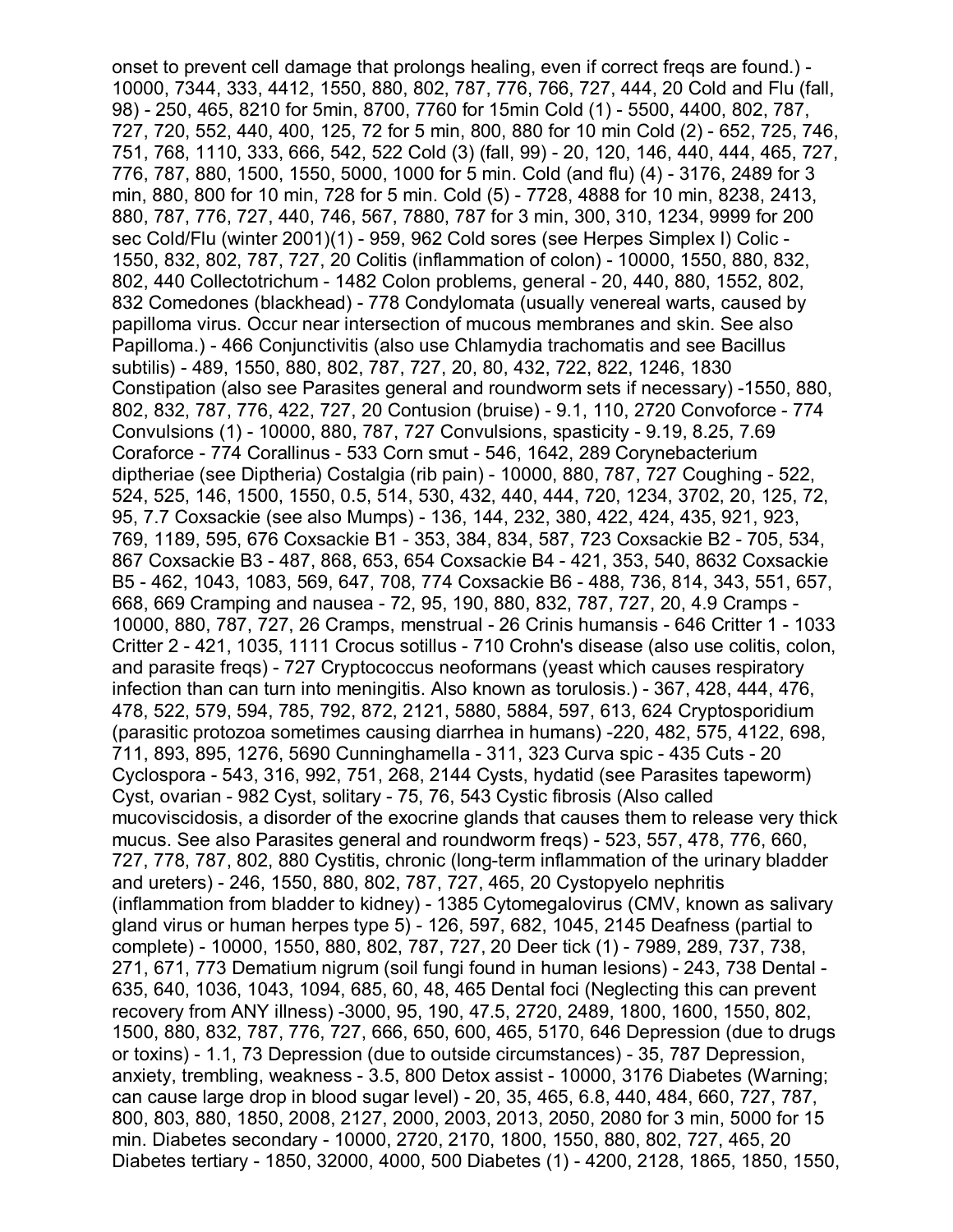onset to prevent cell damage that prolongs healing, even if correct freqs are found.) - 10000, 7344, 333, 4412, 1550, 880, 802, 787, 776, 766, 727, 444, 20 Cold and Flu (fall, 98) - 250, 465, 8210 for 5min, 8700, 7760 for 15min Cold (1) - 5500, 4400, 802, 787, 727, 720, 552, 440, 400, 125, 72 for 5 min, 800, 880 for 10 min Cold (2) - 652, 725, 746, 751, 768, 1110, 333, 666, 542, 522 Cold (3) (fall, 99) - 20, 120, 146, 440, 444, 465, 727, 776, 787, 880, 1500, 1550, 5000, 1000 for 5 min. Cold (and flu) (4) - 3176, 2489 for 3 min, 880, 800 for 10 min, 728 for 5 min. Cold (5) - 7728, 4888 for 10 min, 8238, 2413, 880, 787, 776, 727, 440, 746, 567, 7880, 787 for 3 min, 300, 310, 1234, 9999 for 200 sec Cold/Flu (winter 2001)(1) - 959, 962 Cold sores (see Herpes Simplex I) Colic - 1550, 832, 802, 787, 727, 20 Colitis (inflammation of colon) - 10000, 1550, 880, 832, 802, 440 Collectotrichum - 1482 Colon problems, general - 20, 440, 880, 1552, 802, 832 Comedones (blackhead) - 778 Condylomata (usually venereal warts, caused by papilloma virus. Occur near intersection of mucous membranes and skin. See also Papilloma.) - 466 Conjunctivitis (also use Chlamydia trachomatis and see Bacillus subtilis) - 489, 1550, 880, 802, 787, 727, 20, 80, 432, 722, 822, 1246, 1830 Constipation (also see Parasites general and roundworm sets if necessary) -1550, 880, 802, 832, 787, 776, 422, 727, 20 Contusion (bruise) - 9.1, 110, 2720 Convoforce - 774 Convulsions (1) - 10000, 880, 787, 727 Convulsions, spasticity - 9.19, 8.25, 7.69 Coraforce - 774 Corallinus - 533 Corn smut - 546, 1642, 289 Corynebacterium diptheriae (see Diptheria) Costalgia (rib pain) - 10000, 880, 787, 727 Coughing - 522, 524, 525, 146, 1500, 1550, 0.5, 514, 530, 432, 440, 444, 720, 1234, 3702, 20, 125, 72, 95, 7.7 Coxsackie (see also Mumps) - 136, 144, 232, 380, 422, 424, 435, 921, 923, 769, 1189, 595, 676 Coxsackie B1 - 353, 384, 834, 587, 723 Coxsackie B2 - 705, 534, 867 Coxsackie B3 - 487, 868, 653, 654 Coxsackie B4 - 421, 353, 540, 8632 Coxsackie B5 - 462, 1043, 1083, 569, 647, 708, 774 Coxsackie B6 - 488, 736, 814, 343, 551, 657, 668, 669 Cramping and nausea - 72, 95, 190, 880, 832, 787, 727, 20, 4.9 Cramps - 10000, 880, 787, 727, 26 Cramps, menstrual - 26 Crinis humansis - 646 Critter 1 - 1033 Critter 2 - 421, 1035, 1111 Crocus sotillus - 710 Crohn's disease (also use colitis, colon, and parasite freqs) - 727 Cryptococcus neoformans (yeast which causes respiratory infection than can turn into meningitis. Also known as torulosis.) - 367, 428, 444, 476, 478, 522, 579, 594, 785, 792, 872, 2121, 5880, 5884, 597, 613, 624 Cryptosporidium (parasitic protozoa sometimes causing diarrhea in humans) -220, 482, 575, 4122, 698, 711, 893, 895, 1276, 5690 Cunninghamella - 311, 323 Curva spic - 435 Cuts - 20 Cyclospora - 543, 316, 992, 751, 268, 2144 Cysts, hydatid (see Parasites tapeworm) Cyst, ovarian - 982 Cyst, solitary - 75, 76, 543 Cystic fibrosis (Also called mucoviscidosis, a disorder of the exocrine glands that causes them to release very thick mucus. See also Parasites general and roundworm freqs) - 523, 557, 478, 776, 660, 727, 778, 787, 802, 880 Cystitis, chronic (long-term inflammation of the urinary bladder and ureters) - 246, 1550, 880, 802, 787, 727, 465, 20 Cystopyelo nephritis (inflammation from bladder to kidney) - 1385 Cytomegalovirus (CMV, known as salivary gland virus or human herpes type 5) - 126, 597, 682, 1045, 2145 Deafness (partial to complete) - 10000, 1550, 880, 802, 787, 727, 20 Deer tick (1) - 7989, 289, 737, 738, 271, 671, 773 Dematium nigrum (soil fungi found in human lesions) - 243, 738 Dental - 635, 640, 1036, 1043, 1094, 685, 60, 48, 465 Dental foci (Neglecting this can prevent recovery from ANY illness) -3000, 95, 190, 47.5, 2720, 2489, 1800, 1600, 1550, 802, 1500, 880, 832, 787, 776, 727, 666, 650, 600, 465, 5170, 646 Depression (due to drugs or toxins) - 1.1, 73 Depression (due to outside circumstances) - 35, 787 Depression, anxiety, trembling, weakness - 3.5, 800 Detox assist - 10000, 3176 Diabetes (Warning; can cause large drop in blood sugar level) - 20, 35, 465, 6.8, 440, 484, 660, 727, 787, 800, 803, 880, 1850, 2008, 2127, 2000, 2003, 2013, 2050, 2080 for 3 min, 5000 for 15 min. Diabetes secondary - 10000, 2720, 2170, 1800, 1550, 880, 802, 727, 465, 20 Diabetes tertiary - 1850, 32000, 4000, 500 Diabetes (1) - 4200, 2128, 1865, 1850, 1550,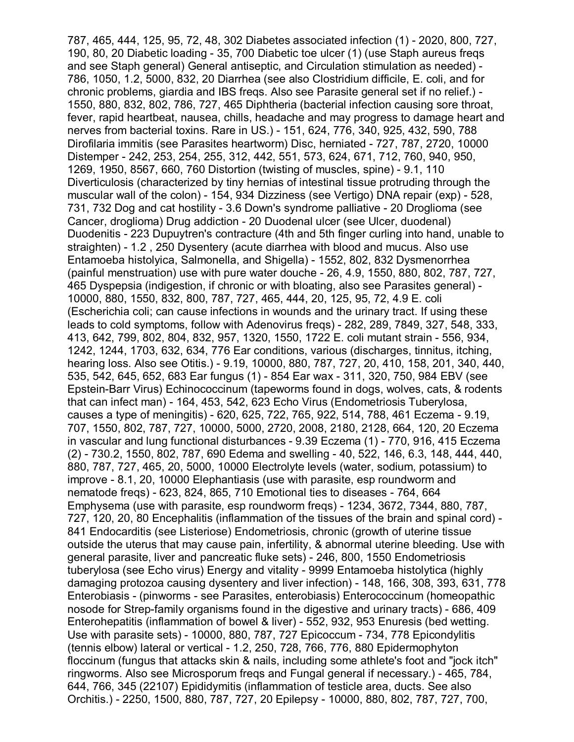787, 465, 444, 125, 95, 72, 48, 302 Diabetes associated infection (1) - 2020, 800, 727, 190, 80, 20 Diabetic loading - 35, 700 Diabetic toe ulcer (1) (use Staph aureus freqs and see Staph general) General antiseptic, and Circulation stimulation as needed) - 786, 1050, 1.2, 5000, 832, 20 Diarrhea (see also Clostridium difficile, E. coli, and for chronic problems, giardia and IBS freqs. Also see Parasite general set if no relief.) - 1550, 880, 832, 802, 786, 727, 465 Diphtheria (bacterial infection causing sore throat, fever, rapid heartbeat, nausea, chills, headache and may progress to damage heart and nerves from bacterial toxins. Rare in US.) - 151, 624, 776, 340, 925, 432, 590, 788 Dirofilaria immitis (see Parasites heartworm) Disc, herniated - 727, 787, 2720, 10000 Distemper - 242, 253, 254, 255, 312, 442, 551, 573, 624, 671, 712, 760, 940, 950, 1269, 1950, 8567, 660, 760 Distortion (twisting of muscles, spine) - 9.1, 110 Diverticulosis (characterized by tiny hernias of intestinal tissue protruding through the muscular wall of the colon) - 154, 934 Dizziness (see Vertigo) DNA repair (exp) - 528, 731, 732 Dog and cat hostility - 3.6 Down's syndrome palliative - 20 Droglioma (see Cancer, droglioma) Drug addiction - 20 Duodenal ulcer (see Ulcer, duodenal) Duodenitis - 223 Dupuytren's contracture (4th and 5th finger curling into hand, unable to straighten) - 1.2 , 250 Dysentery (acute diarrhea with blood and mucus. Also use Entamoeba histolyica, Salmonella, and Shigella) - 1552, 802, 832 Dysmenorrhea (painful menstruation) use with pure water douche - 26, 4.9, 1550, 880, 802, 787, 727, 465 Dyspepsia (indigestion, if chronic or with bloating, also see Parasites general) - 10000, 880, 1550, 832, 800, 787, 727, 465, 444, 20, 125, 95, 72, 4.9 E. coli (Escherichia coli; can cause infections in wounds and the urinary tract. If using these leads to cold symptoms, follow with Adenovirus freqs) - 282, 289, 7849, 327, 548, 333, 413, 642, 799, 802, 804, 832, 957, 1320, 1550, 1722 E. coli mutant strain - 556, 934, 1242, 1244, 1703, 632, 634, 776 Ear conditions, various (discharges, tinnitus, itching, hearing loss. Also see Otitis.) - 9.19, 10000, 880, 787, 727, 20, 410, 158, 201, 340, 440, 535, 542, 645, 652, 683 Ear fungus (1) - 854 Ear wax - 311, 320, 750, 984 EBV (see Epstein-Barr Virus) Echinococcinum (tapeworms found in dogs, wolves, cats, & rodents that can infect man) - 164, 453, 542, 623 Echo Virus (Endometriosis Tuberylosa, causes a type of meningitis) - 620, 625, 722, 765, 922, 514, 788, 461 Eczema - 9.19, 707, 1550, 802, 787, 727, 10000, 5000, 2720, 2008, 2180, 2128, 664, 120, 20 Eczema in vascular and lung functional disturbances - 9.39 Eczema (1) - 770, 916, 415 Eczema (2) - 730.2, 1550, 802, 787, 690 Edema and swelling - 40, 522, 146, 6.3, 148, 444, 440, 880, 787, 727, 465, 20, 5000, 10000 Electrolyte levels (water, sodium, potassium) to improve - 8.1, 20, 10000 Elephantiasis (use with parasite, esp roundworm and nematode freqs) - 623, 824, 865, 710 Emotional ties to diseases - 764, 664 Emphysema (use with parasite, esp roundworm freqs) - 1234, 3672, 7344, 880, 787, 727, 120, 20, 80 Encephalitis (inflammation of the tissues of the brain and spinal cord) - 841 Endocarditis (see Listeriose) Endometriosis, chronic (growth of uterine tissue outside the uterus that may cause pain, infertility, & abnormal uterine bleeding. Use with general parasite, liver and pancreatic fluke sets) - 246, 800, 1550 Endometriosis tuberylosa (see Echo virus) Energy and vitality - 9999 Entamoeba histolytica (highly damaging protozoa causing dysentery and liver infection) - 148, 166, 308, 393, 631, 778 Enterobiasis - (pinworms - see Parasites, enterobiasis) Enterococcinum (homeopathic nosode for Strep-family organisms found in the digestive and urinary tracts) - 686, 409 Enterohepatitis (inflammation of bowel & liver) - 552, 932, 953 Enuresis (bed wetting. Use with parasite sets) - 10000, 880, 787, 727 Epicoccum - 734, 778 Epicondylitis (tennis elbow) lateral or vertical - 1.2, 250, 728, 766, 776, 880 Epidermophyton floccinum (fungus that attacks skin & nails, including some athlete's foot and "jock itch" ringworms. Also see Microsporum freqs and Fungal general if necessary.) - 465, 784, 644, 766, 345 (22107) Epididymitis (inflammation of testicle area, ducts. See also Orchitis.) - 2250, 1500, 880, 787, 727, 20 Epilepsy - 10000, 880, 802, 787, 727, 700,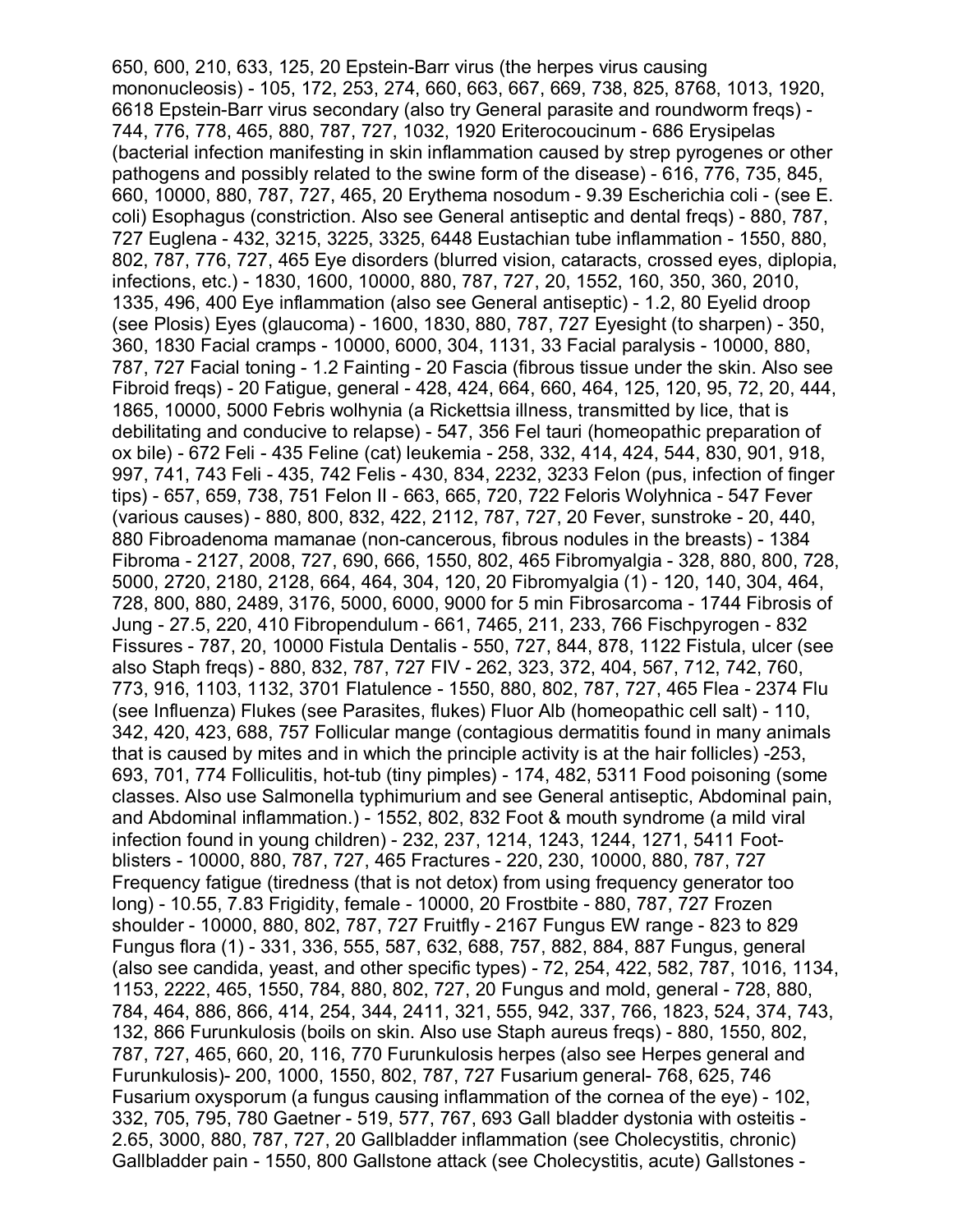650, 600, 210, 633, 125, 20 Epstein-Barr virus (the herpes virus causing mononucleosis) - 105, 172, 253, 274, 660, 663, 667, 669, 738, 825, 8768, 1013, 1920, 6618 Epstein-Barr virus secondary (also try General parasite and roundworm freqs) - 744, 776, 778, 465, 880, 787, 727, 1032, 1920 Eriterocoucinum - 686 Erysipelas (bacterial infection manifesting in skin inflammation caused by strep pyrogenes or other pathogens and possibly related to the swine form of the disease) - 616, 776, 735, 845, 660, 10000, 880, 787, 727, 465, 20 Erythema nosodum - 9.39 Escherichia coli - (see E. coli) Esophagus (constriction. Also see General antiseptic and dental freqs) - 880, 787, 727 Euglena - 432, 3215, 3225, 3325, 6448 Eustachian tube inflammation - 1550, 880, 802, 787, 776, 727, 465 Eye disorders (blurred vision, cataracts, crossed eyes, diplopia, infections, etc.) - 1830, 1600, 10000, 880, 787, 727, 20, 1552, 160, 350, 360, 2010, 1335, 496, 400 Eye inflammation (also see General antiseptic) - 1.2, 80 Eyelid droop (see Plosis) Eyes (glaucoma) - 1600, 1830, 880, 787, 727 Eyesight (to sharpen) - 350, 360, 1830 Facial cramps - 10000, 6000, 304, 1131, 33 Facial paralysis - 10000, 880, 787, 727 Facial toning - 1.2 Fainting - 20 Fascia (fibrous tissue under the skin. Also see Fibroid freqs) - 20 Fatigue, general - 428, 424, 664, 660, 464, 125, 120, 95, 72, 20, 444, 1865, 10000, 5000 Febris wolhynia (a Rickettsia illness, transmitted by lice, that is debilitating and conducive to relapse) - 547, 356 Fel tauri (homeopathic preparation of ox bile) - 672 Feli - 435 Feline (cat) leukemia - 258, 332, 414, 424, 544, 830, 901, 918, 997, 741, 743 Feli - 435, 742 Felis - 430, 834, 2232, 3233 Felon (pus, infection of finger tips) - 657, 659, 738, 751 Felon II - 663, 665, 720, 722 Feloris Wolyhnica - 547 Fever (various causes) - 880, 800, 832, 422, 2112, 787, 727, 20 Fever, sunstroke - 20, 440, 880 Fibroadenoma mamanae (non-cancerous, fibrous nodules in the breasts) - 1384 Fibroma - 2127, 2008, 727, 690, 666, 1550, 802, 465 Fibromyalgia - 328, 880, 800, 728, 5000, 2720, 2180, 2128, 664, 464, 304, 120, 20 Fibromyalgia (1) - 120, 140, 304, 464, 728, 800, 880, 2489, 3176, 5000, 6000, 9000 for 5 min Fibrosarcoma - 1744 Fibrosis of Jung - 27.5, 220, 410 Fibropendulum - 661, 7465, 211, 233, 766 Fischpyrogen - 832 Fissures - 787, 20, 10000 Fistula Dentalis - 550, 727, 844, 878, 1122 Fistula, ulcer (see also Staph freqs) - 880, 832, 787, 727 FIV - 262, 323, 372, 404, 567, 712, 742, 760, 773, 916, 1103, 1132, 3701 Flatulence - 1550, 880, 802, 787, 727, 465 Flea - 2374 Flu (see Influenza) Flukes (see Parasites, flukes) Fluor Alb (homeopathic cell salt) - 110, 342, 420, 423, 688, 757 Follicular mange (contagious dermatitis found in many animals that is caused by mites and in which the principle activity is at the hair follicles) -253, 693, 701, 774 Folliculitis, hot-tub (tiny pimples) - 174, 482, 5311 Food poisoning (some classes. Also use Salmonella typhimurium and see General antiseptic, Abdominal pain, and Abdominal inflammation.) - 1552, 802, 832 Foot & mouth syndrome (a mild viral infection found in young children) - 232, 237, 1214, 1243, 1244, 1271, 5411 Foot-blisters - 10000, 880, 787, 727, 465 Fractures - 220, 230, 10000, 880, 787, 727 Frequency fatigue (tiredness (that is not detox) from using frequency generator too long) - 10.55, 7.83 Frigidity, female - 10000, 20 Frostbite - 880, 787, 727 Frozen shoulder - 10000, 880, 802, 787, 727 Fruitfly - 2167 Fungus EW range - 823 to 829 Fungus flora (1) - 331, 336, 555, 587, 632, 688, 757, 882, 884, 887 Fungus, general (also see candida, yeast, and other specific types) - 72, 254, 422, 582, 787, 1016, 1134, 1153, 2222, 465, 1550, 784, 880, 802, 727, 20 Fungus and mold, general - 728, 880, 784, 464, 886, 866, 414, 254, 344, 2411, 321, 555, 942, 337, 766, 1823, 524, 374, 743, 132, 866 Furunkulosis (boils on skin. Also use Staph aureus freqs) - 880, 1550, 802, 787, 727, 465, 660, 20, 116, 770 Furunkulosis herpes (also see Herpes general and Furunkulosis)- 200, 1000, 1550, 802, 787, 727 Fusarium general- 768, 625, 746 Fusarium oxysporum (a fungus causing inflammation of the cornea of the eye) - 102, 332, 705, 795, 780 Gaetner - 519, 577, 767, 693 Gall bladder dystonia with osteitis - 2.65, 3000, 880, 787, 727, 20 Gallbladder inflammation (see Cholecystitis, chronic) Gallbladder pain - 1550, 800 Gallstone attack (see Cholecystitis, acute) Gallstones -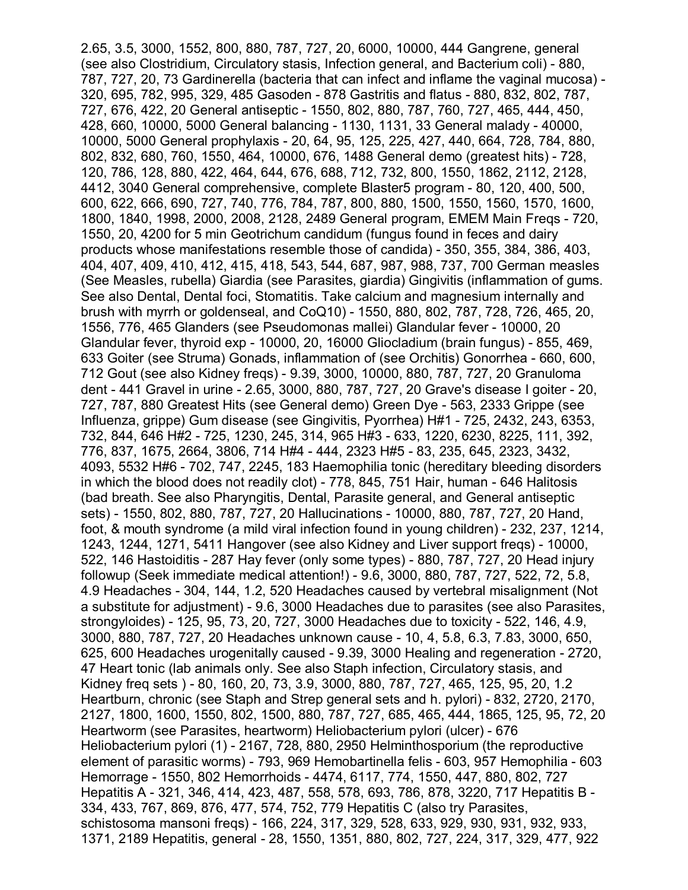2.65, 3.5, 3000, 1552, 800, 880, 787, 727, 20, 6000, 10000, 444 Gangrene, general (see also Clostridium, Circulatory stasis, Infection general, and Bacterium coli) - 880, 787, 727, 20, 73 Gardinerella (bacteria that can infect and inflame the vaginal mucosa) - 320, 695, 782, 995, 329, 485 Gasoden - 878 Gastritis and flatus - 880, 832, 802, 787, 727, 676, 422, 20 General antiseptic - 1550, 802, 880, 787, 760, 727, 465, 444, 450, 428, 660, 10000, 5000 General balancing - 1130, 1131, 33 General malady - 40000, 10000, 5000 General prophylaxis - 20, 64, 95, 125, 225, 427, 440, 664, 728, 784, 880, 802, 832, 680, 760, 1550, 464, 10000, 676, 1488 General demo (greatest hits) - 728, 120, 786, 128, 880, 422, 464, 644, 676, 688, 712, 732, 800, 1550, 1862, 2112, 2128, 4412, 3040 General comprehensive, complete Blaster5 program - 80, 120, 400, 500, 600, 622, 666, 690, 727, 740, 776, 784, 787, 800, 880, 1500, 1550, 1560, 1570, 1600, 1800, 1840, 1998, 2000, 2008, 2128, 2489 General program, EMEM Main Freqs - 720, 1550, 20, 4200 for 5 min Geotrichum candidum (fungus found in feces and dairy products whose manifestations resemble those of candida) - 350, 355, 384, 386, 403, 404, 407, 409, 410, 412, 415, 418, 543, 544, 687, 987, 988, 737, 700 German measles (See Measles, rubella) Giardia (see Parasites, giardia) Gingivitis (inflammation of gums. See also Dental, Dental foci, Stomatitis. Take calcium and magnesium internally and brush with myrrh or goldenseal, and CoQ10) - 1550, 880, 802, 787, 728, 726, 465, 20, 1556, 776, 465 Glanders (see Pseudomonas mallei) Glandular fever - 10000, 20 Glandular fever, thyroid exp - 10000, 20, 16000 Gliocladium (brain fungus) - 855, 469, 633 Goiter (see Struma) Gonads, inflammation of (see Orchitis) Gonorrhea - 660, 600, 712 Gout (see also Kidney freqs) - 9.39, 3000, 10000, 880, 787, 727, 20 Granuloma dent - 441 Gravel in urine - 2.65, 3000, 880, 787, 727, 20 Grave's disease I goiter - 20, 727, 787, 880 Greatest Hits (see General demo) Green Dye - 563, 2333 Grippe (see Influenza, grippe) Gum disease (see Gingivitis, Pyorrhea) H#1 - 725, 2432, 243, 6353, 732, 844, 646 H#2 - 725, 1230, 245, 314, 965 H#3 - 633, 1220, 6230, 8225, 111, 392, 776, 837, 1675, 2664, 3806, 714 H#4 - 444, 2323 H#5 - 83, 235, 645, 2323, 3432, 4093, 5532 H#6 - 702, 747, 2245, 183 Haemophilia tonic (hereditary bleeding disorders in which the blood does not readily clot) - 778, 845, 751 Hair, human - 646 Halitosis (bad breath. See also Pharyngitis, Dental, Parasite general, and General antiseptic sets) - 1550, 802, 880, 787, 727, 20 Hallucinations - 10000, 880, 787, 727, 20 Hand, foot, & mouth syndrome (a mild viral infection found in young children) - 232, 237, 1214, 1243, 1244, 1271, 5411 Hangover (see also Kidney and Liver support freqs) - 10000, 522, 146 Hastoiditis - 287 Hay fever (only some types) - 880, 787, 727, 20 Head injury followup (Seek immediate medical attention!) - 9.6, 3000, 880, 787, 727, 522, 72, 5.8, 4.9 Headaches - 304, 144, 1.2, 520 Headaches caused by vertebral misalignment (Not a substitute for adjustment) - 9.6, 3000 Headaches due to parasites (see also Parasites, strongyloides) - 125, 95, 73, 20, 727, 3000 Headaches due to toxicity - 522, 146, 4.9, 3000, 880, 787, 727, 20 Headaches unknown cause - 10, 4, 5.8, 6.3, 7.83, 3000, 650, 625, 600 Headaches urogenitally caused - 9.39, 3000 Healing and regeneration - 2720, 47 Heart tonic (lab animals only. See also Staph infection, Circulatory stasis, and Kidney freq sets ) - 80, 160, 20, 73, 3.9, 3000, 880, 787, 727, 465, 125, 95, 20, 1.2 Heartburn, chronic (see Staph and Strep general sets and h. pylori) - 832, 2720, 2170, 2127, 1800, 1600, 1550, 802, 1500, 880, 787, 727, 685, 465, 444, 1865, 125, 95, 72, 20 Heartworm (see Parasites, heartworm) Heliobacterium pylori (ulcer) - 676 Heliobacterium pylori (1) - 2167, 728, 880, 2950 Helminthosporium (the reproductive element of parasitic worms) - 793, 969 Hemobartinella felis - 603, 957 Hemophilia - 603 Hemorrage - 1550, 802 Hemorrhoids - 4474, 6117, 774, 1550, 447, 880, 802, 727 Hepatitis A - 321, 346, 414, 423, 487, 558, 578, 693, 786, 878, 3220, 717 Hepatitis B - 334, 433, 767, 869, 876, 477, 574, 752, 779 Hepatitis C (also try Parasites, schistosoma mansoni freqs) - 166, 224, 317, 329, 528, 633, 929, 930, 931, 932, 933, 1371, 2189 Hepatitis, general - 28, 1550, 1351, 880, 802, 727, 224, 317, 329, 477, 922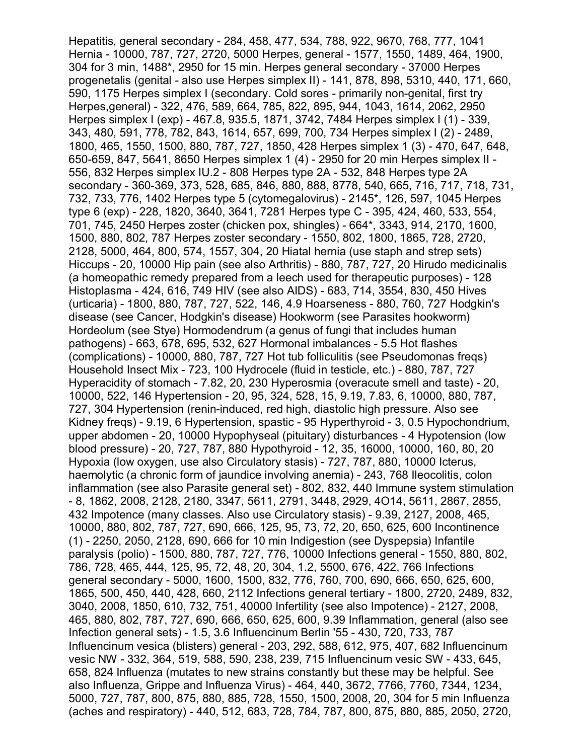Hepatitis, general secondary - 284, 458, 477, 534, 788, 922, 9670, 768, 777, 1041 Hernia - 10000, 787, 727, 2720, 5000 Herpes, general - 1577, 1550, 1489, 464, 1900, 304 for 3 min, 1488*, 2950 for 15 min. Herpes general secondary - 37000 Herpes progenetalis (genital - also use Herpes simplex II) - 141, 878, 898, 5310, 440, 171, 660, 590, 1175 Herpes simplex I (secondary. Cold sores - primarily non-genital, first try Herpes,general) - 322, 476, 589, 664, 785, 822, 895, 944, 1043, 1614, 2062, 2950 Herpes simplex I (exp) - 467.8, 935.5, 1871, 3742, 7484 Herpes simplex I (1) - 339, 343, 480, 591, 778, 782, 843, 1614, 657, 699, 700, 734 Herpes simplex I (2) - 2489, 1800, 465, 1550, 1500, 880, 787, 727, 1850, 428 Herpes simplex 1 (3) - 470, 647, 648, 650-659, 847, 5641, 8650 Herpes simplex 1 (4) - 2950 for 20 min Herpes simplex II - 556, 832 Herpes simplex IU.2 - 808 Herpes type 2A - 532, 848 Herpes type 2A secondary - 360-369, 373, 528, 685, 846, 880, 888, 8778, 540, 665, 716, 717, 718, 731, 732, 733, 776, 1402 Herpes type 5 (cytomegalovirus) - 2145*, 126, 597, 1045 Herpes type 6 (exp) - 228, 1820, 3640, 3641, 7281 Herpes type C - 395, 424, 460, 533, 554, 701, 745, 2450 Herpes zoster (chicken pox, shingles) - 664*, 3343, 914, 2170, 1600, 1500, 880, 802, 787 Herpes zoster secondary - 1550, 802, 1800, 1865, 728, 2720, 2128, 5000, 464, 800, 574, 1557, 304, 20 Hiatal hernia (use staph and strep sets) Hiccups - 20, 10000 Hip pain (see also Arthritis) - 880, 787, 727, 20 Hirudo medicinalis (a homeopathic remedy prepared from a leech used for therapeutic purposes) - 128 Histoplasma - 424, 616, 749 HIV (see also AIDS) - 683, 714, 3554, 830, 450 Hives (urticaria) - 1800, 880, 787, 727, 522, 146, 4.9 Hoarseness - 880, 760, 727 Hodgkin's disease (see Cancer, Hodgkin's disease) Hookworm (see Parasites hookworm) Hordeolum (see Stye) Hormodendrum (a genus of fungi that includes human pathogens) - 663, 678, 695, 532, 627 Hormonal imbalances - 5.5 Hot flashes (complications) - 10000, 880, 787, 727 Hot tub folliculitis (see Pseudomonas freqs) Household Insect Mix - 723, 100 Hydrocele (fluid in testicle, etc.) - 880, 787, 727 Hyperacidity of stomach - 7.82, 20, 230 Hyperosmia (overacute smell and taste) - 20, 10000, 522, 146 Hypertension - 20, 95, 324, 528, 15, 9.19, 7.83, 6, 10000, 880, 787, 727, 304 Hypertension (renin-induced, red high, diastolic high pressure. Also see Kidney freqs) - 9.19, 6 Hypertension, spastic - 95 Hyperthyroid - 3, 0.5 Hypochondrium, upper abdomen - 20, 10000 Hypophyseal (pituitary) disturbances - 4 Hypotension (low blood pressure) - 20, 727, 787, 880 Hypothyroid - 12, 35, 16000, 10000, 160, 80, 20 Hypoxia (low oxygen, use also Circulatory stasis) - 727, 787, 880, 10000 Icterus, haemolytic (a chronic form of jaundice involving anemia) - 243, 768 Ileocolitis, colon inflammation (see also Parasite general set) - 802, 832, 440 Immune system stimulation - 8, 1862, 2008, 2128, 2180, 3347, 5611, 2791, 3448, 2929, 4O14, 5611, 2867, 2855, 432 Impotence (many classes. Also use Circulatory stasis) - 9.39, 2127, 2008, 465, 10000, 880, 802, 787, 727, 690, 666, 125, 95, 73, 72, 20, 650, 625, 600 Incontinence (1) - 2250, 2050, 2128, 690, 666 for 10 min Indigestion (see Dyspepsia) Infantile paralysis (polio) - 1500, 880, 787, 727, 776, 10000 Infections general - 1550, 880, 802, 786, 728, 465, 444, 125, 95, 72, 48, 20, 304, 1.2, 5500, 676, 422, 766 Infections general secondary - 5000, 1600, 1500, 832, 776, 760, 700, 690, 666, 650, 625, 600, 1865, 500, 450, 440, 428, 660, 2112 Infections general tertiary - 1800, 2720, 2489, 832, 3040, 2008, 1850, 610, 732, 751, 40000 Infertility (see also Impotence) - 2127, 2008, 465, 880, 802, 787, 727, 690, 666, 650, 625, 600, 9.39 Inflammation, general (also see Infection general sets) - 1.5, 3.6 Influencinum Berlin '55 - 430, 720, 733, 787 Influencinum vesica (blisters) general - 203, 292, 588, 612, 975, 407, 682 Influencinum vesic NW - 332, 364, 519, 588, 590, 238, 239, 715 Influencinum vesic SW - 433, 645, 658, 824 Influenza (mutates to new strains constantly but these may be helpful. See also Influenza, Grippe and Influenza Virus) - 464, 440, 3672, 7766, 7760, 7344, 1234, 5000, 727, 787, 800, 875, 880, 885, 728, 1550, 1500, 2008, 20, 304 for 5 min Influenza (aches and respiratory) - 440, 512, 683, 728, 784, 787, 800, 875, 880, 885, 2050, 2720,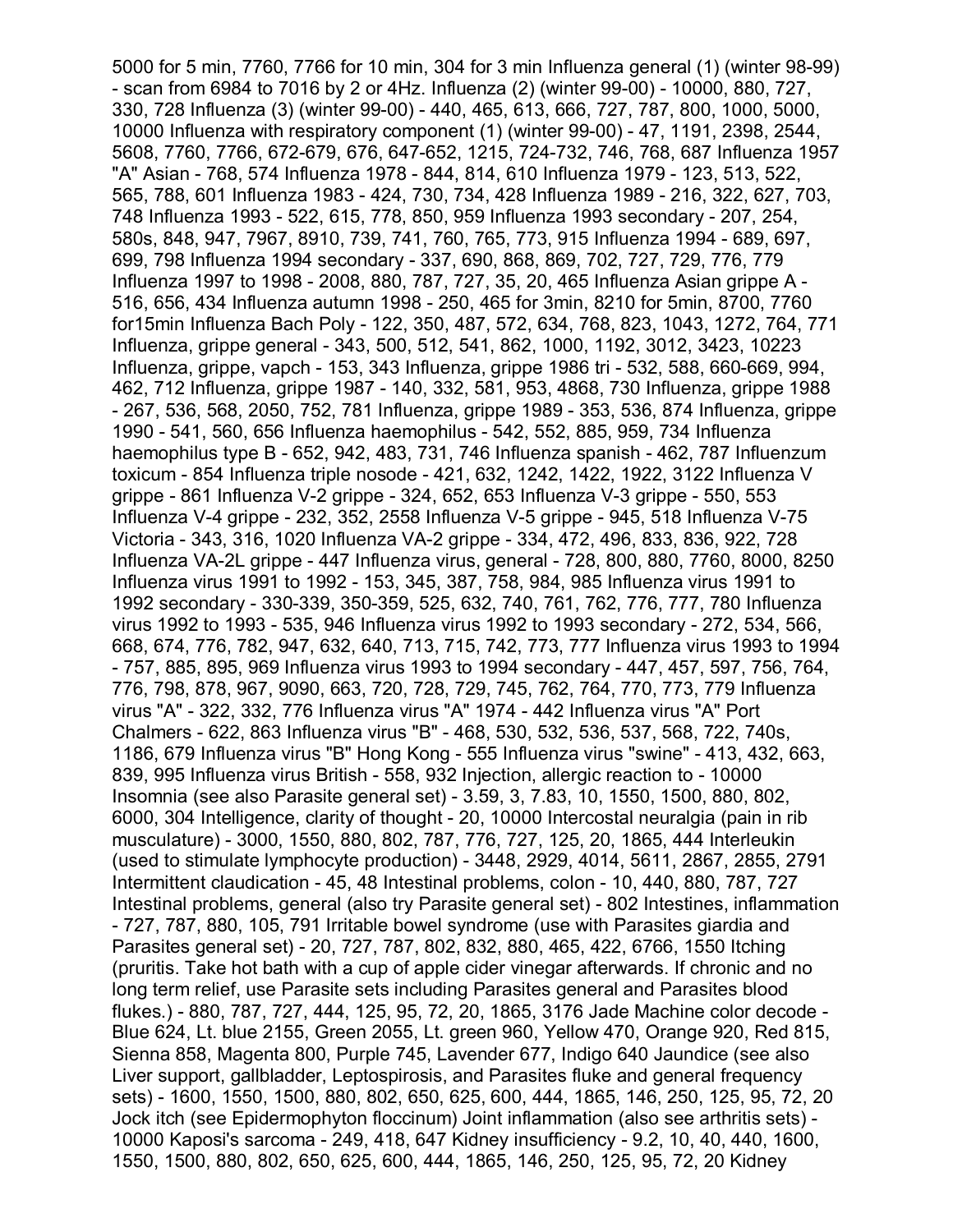5000 for 5 min, 7760, 7766 for 10 min, 304 for 3 min Influenza general (1) (winter 98-99) - scan from 6984 to 7016 by 2 or 4Hz. Influenza (2) (winter 99-00) - 10000, 880, 727, 330, 728 Influenza (3) (winter 99-00) - 440, 465, 613, 666, 727, 787, 800, 1000, 5000, 10000 Influenza with respiratory component (1) (winter 99-00) - 47, 1191, 2398, 2544, 5608, 7760, 7766, 672-679, 676, 647-652, 1215, 724-732, 746, 768, 687 Influenza 1957 "A" Asian - 768, 574 Influenza 1978 - 844, 814, 610 Influenza 1979 - 123, 513, 522, 565, 788, 601 Influenza 1983 - 424, 730, 734, 428 Influenza 1989 - 216, 322, 627, 703, 748 Influenza 1993 - 522, 615, 778, 850, 959 Influenza 1993 secondary - 207, 254, 580s, 848, 947, 7967, 8910, 739, 741, 760, 765, 773, 915 Influenza 1994 - 689, 697, 699, 798 Influenza 1994 secondary - 337, 690, 868, 869, 702, 727, 729, 776, 779 Influenza 1997 to 1998 - 2008, 880, 787, 727, 35, 20, 465 Influenza Asian grippe A - 516, 656, 434 Influenza autumn 1998 - 250, 465 for 3min, 8210 for 5min, 8700, 7760 for15min Influenza Bach Poly - 122, 350, 487, 572, 634, 768, 823, 1043, 1272, 764, 771 Influenza, grippe general - 343, 500, 512, 541, 862, 1000, 1192, 3012, 3423, 10223 Influenza, grippe, vapch - 153, 343 Influenza, grippe 1986 tri - 532, 588, 660-669, 994, 462, 712 Influenza, grippe 1987 - 140, 332, 581, 953, 4868, 730 Influenza, grippe 1988 - 267, 536, 568, 2050, 752, 781 Influenza, grippe 1989 - 353, 536, 874 Influenza, grippe 1990 - 541, 560, 656 Influenza haemophilus - 542, 552, 885, 959, 734 Influenza haemophilus type B - 652, 942, 483, 731, 746 Influenza spanish - 462, 787 Influenzum toxicum - 854 Influenza triple nosode - 421, 632, 1242, 1422, 1922, 3122 Influenza V grippe - 861 Influenza V-2 grippe - 324, 652, 653 Influenza V-3 grippe - 550, 553 Influenza V-4 grippe - 232, 352, 2558 Influenza V-5 grippe - 945, 518 Influenza V-75 Victoria - 343, 316, 1020 Influenza VA-2 grippe - 334, 472, 496, 833, 836, 922, 728 Influenza VA-2L grippe - 447 Influenza virus, general - 728, 800, 880, 7760, 8000, 8250 Influenza virus 1991 to 1992 - 153, 345, 387, 758, 984, 985 Influenza virus 1991 to 1992 secondary - 330-339, 350-359, 525, 632, 740, 761, 762, 776, 777, 780 Influenza virus 1992 to 1993 - 535, 946 Influenza virus 1992 to 1993 secondary - 272, 534, 566, 668, 674, 776, 782, 947, 632, 640, 713, 715, 742, 773, 777 Influenza virus 1993 to 1994 - 757, 885, 895, 969 Influenza virus 1993 to 1994 secondary - 447, 457, 597, 756, 764, 776, 798, 878, 967, 9090, 663, 720, 728, 729, 745, 762, 764, 770, 773, 779 Influenza virus "A" - 322, 332, 776 Influenza virus "A" 1974 - 442 Influenza virus "A" Port Chalmers - 622, 863 Influenza virus "B" - 468, 530, 532, 536, 537, 568, 722, 740s, 1186, 679 Influenza virus "B" Hong Kong - 555 Influenza virus "swine" - 413, 432, 663, 839, 995 Influenza virus British - 558, 932 Injection, allergic reaction to - 10000 Insomnia (see also Parasite general set) - 3.59, 3, 7.83, 10, 1550, 1500, 880, 802, 6000, 304 Intelligence, clarity of thought - 20, 10000 Intercostal neuralgia (pain in rib musculature) - 3000, 1550, 880, 802, 787, 776, 727, 125, 20, 1865, 444 Interleukin (used to stimulate lymphocyte production) - 3448, 2929, 4014, 5611, 2867, 2855, 2791 Intermittent claudication - 45, 48 Intestinal problems, colon - 10, 440, 880, 787, 727 Intestinal problems, general (also try Parasite general set) - 802 Intestines, inflammation - 727, 787, 880, 105, 791 Irritable bowel syndrome (use with Parasites giardia and Parasites general set) - 20, 727, 787, 802, 832, 880, 465, 422, 6766, 1550 Itching (pruritis. Take hot bath with a cup of apple cider vinegar afterwards. If chronic and no long term relief, use Parasite sets including Parasites general and Parasites blood flukes.) - 880, 787, 727, 444, 125, 95, 72, 20, 1865, 3176 Jade Machine color decode - Blue 624, Lt. blue 2155, Green 2055, Lt. green 960, Yellow 470, Orange 920, Red 815, Sienna 858, Magenta 800, Purple 745, Lavender 677, Indigo 640 Jaundice (see also Liver support, gallbladder, Leptospirosis, and Parasites fluke and general frequency sets) - 1600, 1550, 1500, 880, 802, 650, 625, 600, 444, 1865, 146, 250, 125, 95, 72, 20 Jock itch (see Epidermophyton floccinum) Joint inflammation (also see arthritis sets) - 10000 Kaposi's sarcoma - 249, 418, 647 Kidney insufficiency - 9.2, 10, 40, 440, 1600, 1550, 1500, 880, 802, 650, 625, 600, 444, 1865, 146, 250, 125, 95, 72, 20 Kidney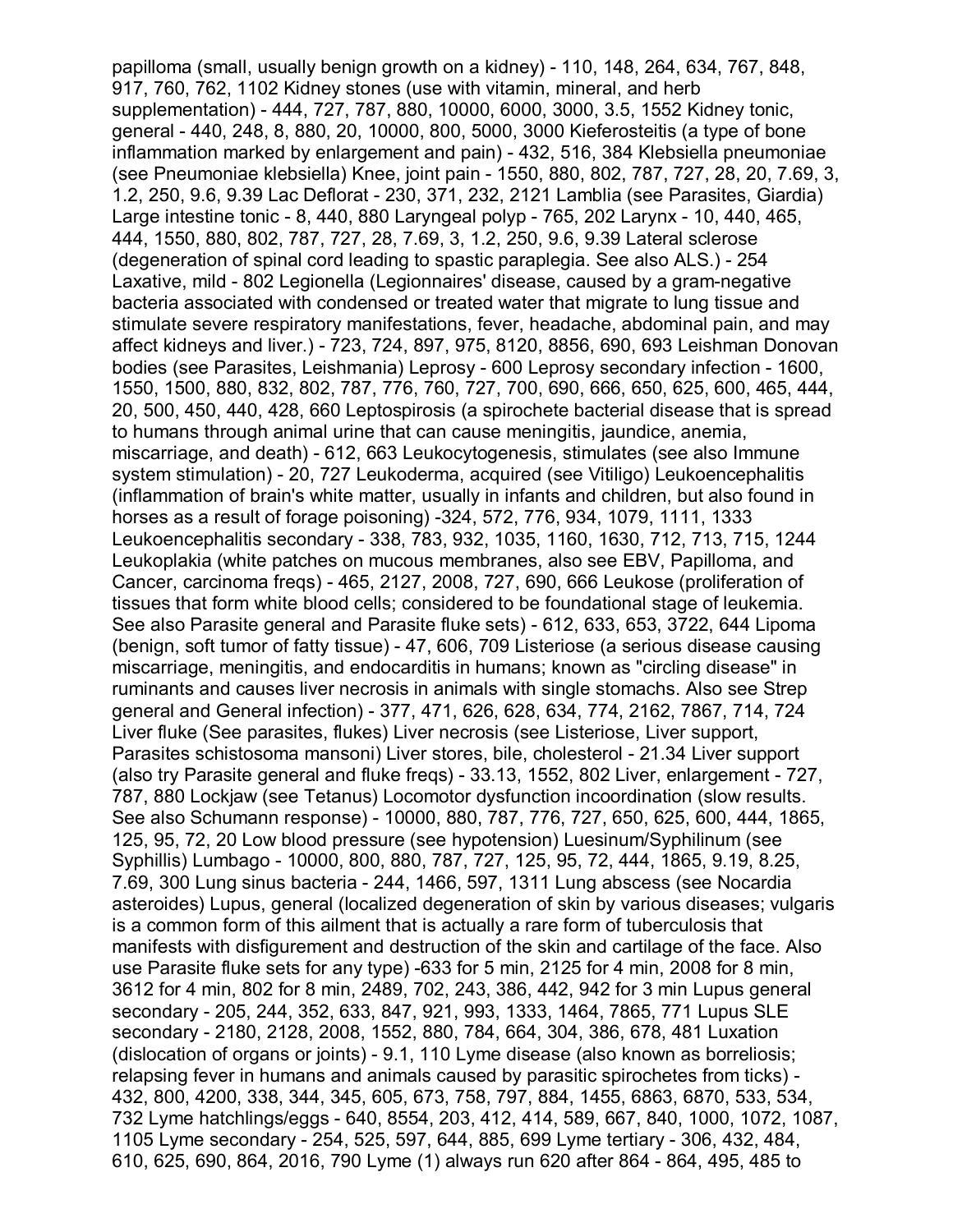papilloma (small, usually benign growth on a kidney) - 110, 148, 264, 634, 767, 848, 917, 760, 762, 1102 Kidney stones (use with vitamin, mineral, and herb supplementation) - 444, 727, 787, 880, 10000, 6000, 3000, 3.5, 1552 Kidney tonic, general - 440, 248, 8, 880, 20, 10000, 800, 5000, 3000 Kieferosteitis (a type of bone inflammation marked by enlargement and pain) - 432, 516, 384 Klebsiella pneumoniae (see Pneumoniae klebsiella) Knee, joint pain - 1550, 880, 802, 787, 727, 28, 20, 7.69, 3, 1.2, 250, 9.6, 9.39 Lac Deflorat - 230, 371, 232, 2121 Lamblia (see Parasites, Giardia) Large intestine tonic - 8, 440, 880 Laryngeal polyp - 765, 202 Larynx - 10, 440, 465, 444, 1550, 880, 802, 787, 727, 28, 7.69, 3, 1.2, 250, 9.6, 9.39 Lateral sclerose (degeneration of spinal cord leading to spastic paraplegia. See also ALS.) - 254 Laxative, mild - 802 Legionella (Legionnaires' disease, caused by a gram-negative bacteria associated with condensed or treated water that migrate to lung tissue and stimulate severe respiratory manifestations, fever, headache, abdominal pain, and may affect kidneys and liver.) - 723, 724, 897, 975, 8120, 8856, 690, 693 Leishman Donovan bodies (see Parasites, Leishmania) Leprosy - 600 Leprosy secondary infection - 1600, 1550, 1500, 880, 832, 802, 787, 776, 760, 727, 700, 690, 666, 650, 625, 600, 465, 444, 20, 500, 450, 440, 428, 660 Leptospirosis (a spirochete bacterial disease that is spread to humans through animal urine that can cause meningitis, jaundice, anemia, miscarriage, and death) - 612, 663 Leukocytogenesis, stimulates (see also Immune system stimulation) - 20, 727 Leukoderma, acquired (see Vitiligo) Leukoencephalitis (inflammation of brain's white matter, usually in infants and children, but also found in horses as a result of forage poisoning) -324, 572, 776, 934, 1079, 1111, 1333 Leukoencephalitis secondary - 338, 783, 932, 1035, 1160, 1630, 712, 713, 715, 1244 Leukoplakia (white patches on mucous membranes, also see EBV, Papilloma, and Cancer, carcinoma freqs) - 465, 2127, 2008, 727, 690, 666 Leukose (proliferation of tissues that form white blood cells; considered to be foundational stage of leukemia. See also Parasite general and Parasite fluke sets) - 612, 633, 653, 3722, 644 Lipoma (benign, soft tumor of fatty tissue) - 47, 606, 709 Listeriose (a serious disease causing miscarriage, meningitis, and endocarditis in humans; known as "circling disease" in ruminants and causes liver necrosis in animals with single stomachs. Also see Strep general and General infection) - 377, 471, 626, 628, 634, 774, 2162, 7867, 714, 724 Liver fluke (See parasites, flukes) Liver necrosis (see Listeriose, Liver support, Parasites schistosoma mansoni) Liver stores, bile, cholesterol - 21.34 Liver support (also try Parasite general and fluke freqs) - 33.13, 1552, 802 Liver, enlargement - 727, 787, 880 Lockjaw (see Tetanus) Locomotor dysfunction incoordination (slow results. See also Schumann response) - 10000, 880, 787, 776, 727, 650, 625, 600, 444, 1865, 125, 95, 72, 20 Low blood pressure (see hypotension) Luesinum/Syphilinum (see Syphillis) Lumbago - 10000, 800, 880, 787, 727, 125, 95, 72, 444, 1865, 9.19, 8.25, 7.69, 300 Lung sinus bacteria - 244, 1466, 597, 1311 Lung abscess (see Nocardia asteroides) Lupus, general (localized degeneration of skin by various diseases; vulgaris is a common form of this ailment that is actually a rare form of tuberculosis that manifests with disfigurement and destruction of the skin and cartilage of the face. Also use Parasite fluke sets for any type) -633 for 5 min, 2125 for 4 min, 2008 for 8 min, 3612 for 4 min, 802 for 8 min, 2489, 702, 243, 386, 442, 942 for 3 min Lupus general secondary - 205, 244, 352, 633, 847, 921, 993, 1333, 1464, 7865, 771 Lupus SLE secondary - 2180, 2128, 2008, 1552, 880, 784, 664, 304, 386, 678, 481 Luxation (dislocation of organs or joints) - 9.1, 110 Lyme disease (also known as borreliosis; relapsing fever in humans and animals caused by parasitic spirochetes from ticks) - 432, 800, 4200, 338, 344, 345, 605, 673, 758, 797, 884, 1455, 6863, 6870, 533, 534, 732 Lyme hatchlings/eggs - 640, 8554, 203, 412, 414, 589, 667, 840, 1000, 1072, 1087, 1105 Lyme secondary - 254, 525, 597, 644, 885, 699 Lyme tertiary - 306, 432, 484, 610, 625, 690, 864, 2016, 790 Lyme (1) always run 620 after 864 - 864, 495, 485 to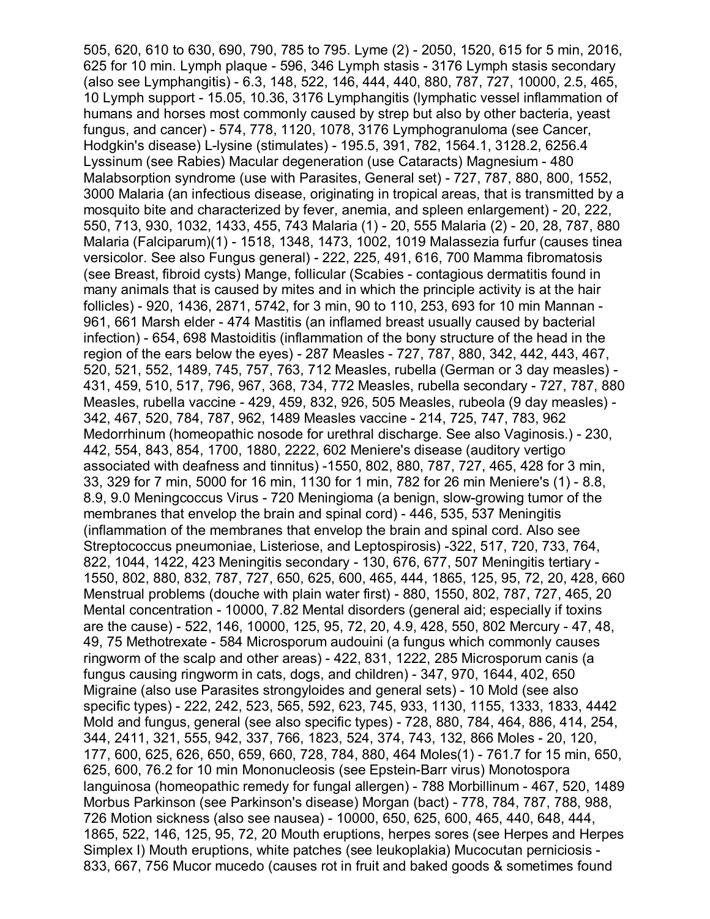505, 620, 610 to 630, 690, 790, 785 to 795. Lyme (2) - 2050, 1520, 615 for 5 min, 2016, 625 for 10 min. Lymph plaque - 596, 346 Lymph stasis - 3176 Lymph stasis secondary (also see Lymphangitis) - 6.3, 148, 522, 146, 444, 440, 880, 787, 727, 10000, 2.5, 465, 10 Lymph support - 15.05, 10.36, 3176 Lymphangitis (lymphatic vessel inflammation of humans and horses most commonly caused by strep but also by other bacteria, yeast fungus, and cancer) - 574, 778, 1120, 1078, 3176 Lymphogranuloma (see Cancer, Hodgkin's disease) L-lysine (stimulates) - 195.5, 391, 782, 1564.1, 3128.2, 6256.4 Lyssinum (see Rabies) Macular degeneration (use Cataracts) Magnesium - 480 Malabsorption syndrome (use with Parasites, General set) - 727, 787, 880, 800, 1552, 3000 Malaria (an infectious disease, originating in tropical areas, that is transmitted by a mosquito bite and characterized by fever, anemia, and spleen enlargement) - 20, 222, 550, 713, 930, 1032, 1433, 455, 743 Malaria (1) - 20, 555 Malaria (2) - 20, 28, 787, 880 Malaria (Falciparum)(1) - 1518, 1348, 1473, 1002, 1019 Malassezia furfur (causes tinea versicolor. See also Fungus general) - 222, 225, 491, 616, 700 Mamma fibromatosis (see Breast, fibroid cysts) Mange, follicular (Scabies - contagious dermatitis found in many animals that is caused by mites and in which the principle activity is at the hair follicles) - 920, 1436, 2871, 5742, for 3 min, 90 to 110, 253, 693 for 10 min Mannan - 961, 661 Marsh elder - 474 Mastitis (an inflamed breast usually caused by bacterial infection) - 654, 698 Mastoiditis (inflammation of the bony structure of the head in the region of the ears below the eyes) - 287 Measles - 727, 787, 880, 342, 442, 443, 467, 520, 521, 552, 1489, 745, 757, 763, 712 Measles, rubella (German or 3 day measles) - 431, 459, 510, 517, 796, 967, 368, 734, 772 Measles, rubella secondary - 727, 787, 880 Measles, rubella vaccine - 429, 459, 832, 926, 505 Measles, rubeola (9 day measles) - 342, 467, 520, 784, 787, 962, 1489 Measles vaccine - 214, 725, 747, 783, 962 Medorrhinum (homeopathic nosode for urethral discharge. See also Vaginosis.) - 230, 442, 554, 843, 854, 1700, 1880, 2222, 602 Meniere's disease (auditory vertigo associated with deafness and tinnitus) -1550, 802, 880, 787, 727, 465, 428 for 3 min, 33, 329 for 7 min, 5000 for 16 min, 1130 for 1 min, 782 for 26 min Meniere's (1) - 8.8, 8.9, 9.0 Meningcoccus Virus - 720 Meningioma (a benign, slow-growing tumor of the membranes that envelop the brain and spinal cord) - 446, 535, 537 Meningitis (inflammation of the membranes that envelop the brain and spinal cord. Also see Streptococcus pneumoniae, Listeriose, and Leptospirosis) -322, 517, 720, 733, 764, 822, 1044, 1422, 423 Meningitis secondary - 130, 676, 677, 507 Meningitis tertiary - 1550, 802, 880, 832, 787, 727, 650, 625, 600, 465, 444, 1865, 125, 95, 72, 20, 428, 660 Menstrual problems (douche with plain water first) - 880, 1550, 802, 787, 727, 465, 20 Mental concentration - 10000, 7.82 Mental disorders (general aid; especially if toxins are the cause) - 522, 146, 10000, 125, 95, 72, 20, 4.9, 428, 550, 802 Mercury - 47, 48, 49, 75 Methotrexate - 584 Microsporum audouini (a fungus which commonly causes ringworm of the scalp and other areas) - 422, 831, 1222, 285 Microsporum canis (a fungus causing ringworm in cats, dogs, and children) - 347, 970, 1644, 402, 650 Migraine (also use Parasites strongyloides and general sets) - 10 Mold (see also specific types) - 222, 242, 523, 565, 592, 623, 745, 933, 1130, 1155, 1333, 1833, 4442 Mold and fungus, general (see also specific types) - 728, 880, 784, 464, 886, 414, 254, 344, 2411, 321, 555, 942, 337, 766, 1823, 524, 374, 743, 132, 866 Moles - 20, 120, 177, 600, 625, 626, 650, 659, 660, 728, 784, 880, 464 Moles(1) - 761.7 for 15 min, 650, 625, 600, 76.2 for 10 min Mononucleosis (see Epstein-Barr virus) Monotospora languinosa (homeopathic remedy for fungal allergen) - 788 Morbillinum - 467, 520, 1489 Morbus Parkinson (see Parkinson's disease) Morgan (bact) - 778, 784, 787, 788, 988, 726 Motion sickness (also see nausea) - 10000, 650, 625, 600, 465, 440, 648, 444, 1865, 522, 146, 125, 95, 72, 20 Mouth eruptions, herpes sores (see Herpes and Herpes Simplex I) Mouth eruptions, white patches (see leukoplakia) Mucocutan perniciosis - 833, 667, 756 Mucor mucedo (causes rot in fruit and baked goods & sometimes found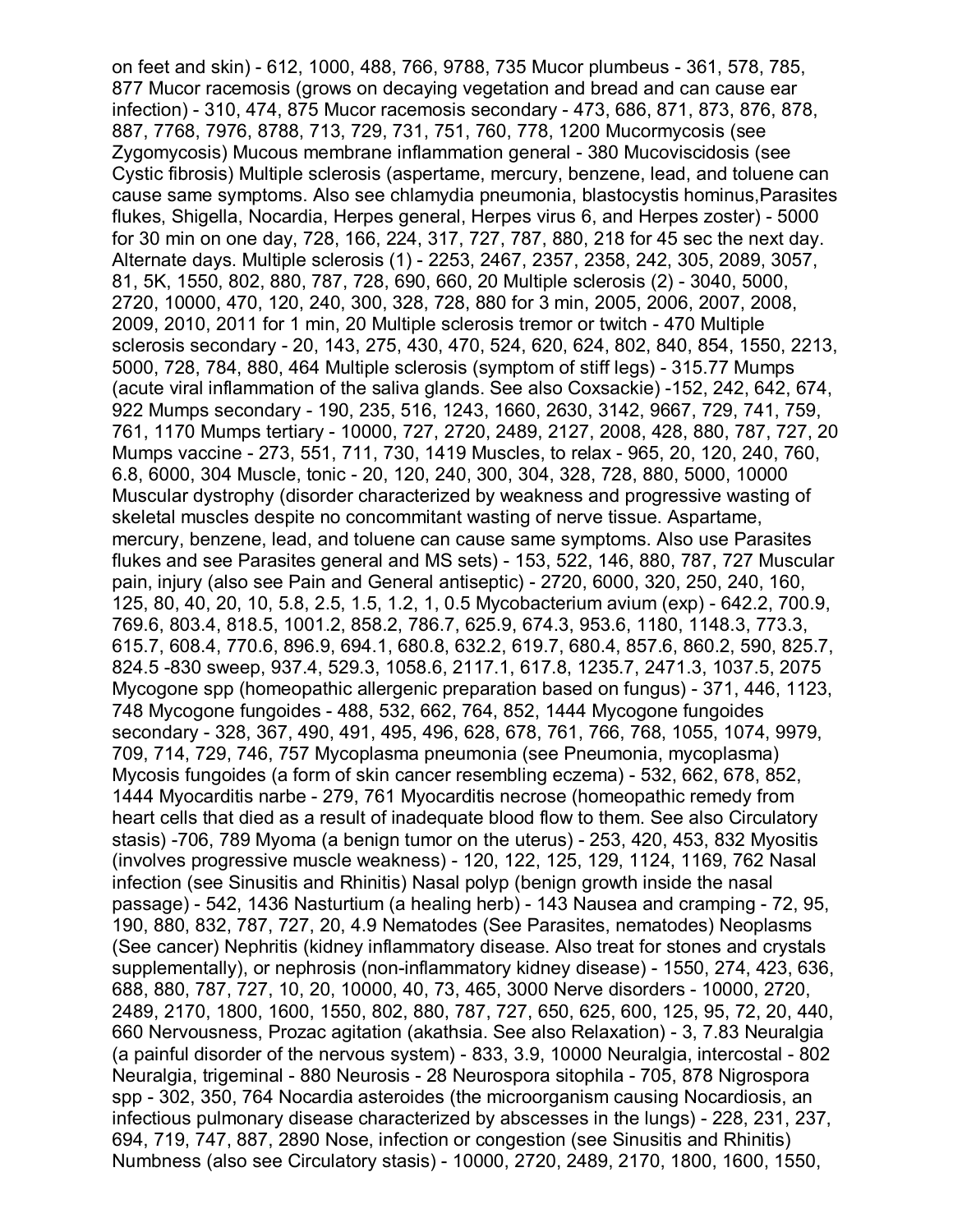on feet and skin) - 612, 1000, 488, 766, 9788, 735 Mucor plumbeus - 361, 578, 785, 877 Mucor racemosis (grows on decaying vegetation and bread and can cause ear infection) - 310, 474, 875 Mucor racemosis secondary - 473, 686, 871, 873, 876, 878, 887, 7768, 7976, 8788, 713, 729, 731, 751, 760, 778, 1200 Mucormycosis (see Zygomycosis) Mucous membrane inflammation general - 380 Mucoviscidosis (see Cystic fibrosis) Multiple sclerosis (aspertame, mercury, benzene, lead, and toluene can cause same symptoms. Also see chlamydia pneumonia, blastocystis hominus,Parasites flukes, Shigella, Nocardia, Herpes general, Herpes virus 6, and Herpes zoster) - 5000 for 30 min on one day, 728, 166, 224, 317, 727, 787, 880, 218 for 45 sec the next day. Alternate days. Multiple sclerosis (1) - 2253, 2467, 2357, 2358, 242, 305, 2089, 3057, 81, 5K, 1550, 802, 880, 787, 728, 690, 660, 20 Multiple sclerosis (2) - 3040, 5000, 2720, 10000, 470, 120, 240, 300, 328, 728, 880 for 3 min, 2005, 2006, 2007, 2008, 2009, 2010, 2011 for 1 min, 20 Multiple sclerosis tremor or twitch - 470 Multiple sclerosis secondary - 20, 143, 275, 430, 470, 524, 620, 624, 802, 840, 854, 1550, 2213, 5000, 728, 784, 880, 464 Multiple sclerosis (symptom of stiff legs) - 315.77 Mumps (acute viral inflammation of the saliva glands. See also Coxsackie) -152, 242, 642, 674, 922 Mumps secondary - 190, 235, 516, 1243, 1660, 2630, 3142, 9667, 729, 741, 759, 761, 1170 Mumps tertiary - 10000, 727, 2720, 2489, 2127, 2008, 428, 880, 787, 727, 20 Mumps vaccine - 273, 551, 711, 730, 1419 Muscles, to relax - 965, 20, 120, 240, 760, 6.8, 6000, 304 Muscle, tonic - 20, 120, 240, 300, 304, 328, 728, 880, 5000, 10000 Muscular dystrophy (disorder characterized by weakness and progressive wasting of skeletal muscles despite no concommitant wasting of nerve tissue. Aspartame, mercury, benzene, lead, and toluene can cause same symptoms. Also use Parasites flukes and see Parasites general and MS sets) - 153, 522, 146, 880, 787, 727 Muscular pain, injury (also see Pain and General antiseptic) - 2720, 6000, 320, 250, 240, 160, 125, 80, 40, 20, 10, 5.8, 2.5, 1.5, 1.2, 1, 0.5 Mycobacterium avium (exp) - 642.2, 700.9, 769.6, 803.4, 818.5, 1001.2, 858.2, 786.7, 625.9, 674.3, 953.6, 1180, 1148.3, 773.3, 615.7, 608.4, 770.6, 896.9, 694.1, 680.8, 632.2, 619.7, 680.4, 857.6, 860.2, 590, 825.7, 824.5 -830 sweep, 937.4, 529.3, 1058.6, 2117.1, 617.8, 1235.7, 2471.3, 1037.5, 2075 Mycogone spp (homeopathic allergenic preparation based on fungus) - 371, 446, 1123, 748 Mycogone fungoides - 488, 532, 662, 764, 852, 1444 Mycogone fungoides secondary - 328, 367, 490, 491, 495, 496, 628, 678, 761, 766, 768, 1055, 1074, 9979, 709, 714, 729, 746, 757 Mycoplasma pneumonia (see Pneumonia, mycoplasma) Mycosis fungoides (a form of skin cancer resembling eczema) - 532, 662, 678, 852, 1444 Myocarditis narbe - 279, 761 Myocarditis necrose (homeopathic remedy from heart cells that died as a result of inadequate blood flow to them. See also Circulatory stasis) -706, 789 Myoma (a benign tumor on the uterus) - 253, 420, 453, 832 Myositis (involves progressive muscle weakness) - 120, 122, 125, 129, 1124, 1169, 762 Nasal infection (see Sinusitis and Rhinitis) Nasal polyp (benign growth inside the nasal passage) - 542, 1436 Nasturtium (a healing herb) - 143 Nausea and cramping - 72, 95, 190, 880, 832, 787, 727, 20, 4.9 Nematodes (See Parasites, nematodes) Neoplasms (See cancer) Nephritis (kidney inflammatory disease. Also treat for stones and crystals supplementally), or nephrosis (non-inflammatory kidney disease) - 1550, 274, 423, 636, 688, 880, 787, 727, 10, 20, 10000, 40, 73, 465, 3000 Nerve disorders - 10000, 2720, 2489, 2170, 1800, 1600, 1550, 802, 880, 787, 727, 650, 625, 600, 125, 95, 72, 20, 440, 660 Nervousness, Prozac agitation (akathsia. See also Relaxation) - 3, 7.83 Neuralgia (a painful disorder of the nervous system) - 833, 3.9, 10000 Neuralgia, intercostal - 802 Neuralgia, trigeminal - 880 Neurosis - 28 Neurospora sitophila - 705, 878 Nigrospora spp - 302, 350, 764 Nocardia asteroides (the microorganism causing Nocardiosis, an infectious pulmonary disease characterized by abscesses in the lungs) - 228, 231, 237, 694, 719, 747, 887, 2890 Nose, infection or congestion (see Sinusitis and Rhinitis) Numbness (also see Circulatory stasis) - 10000, 2720, 2489, 2170, 1800, 1600, 1550,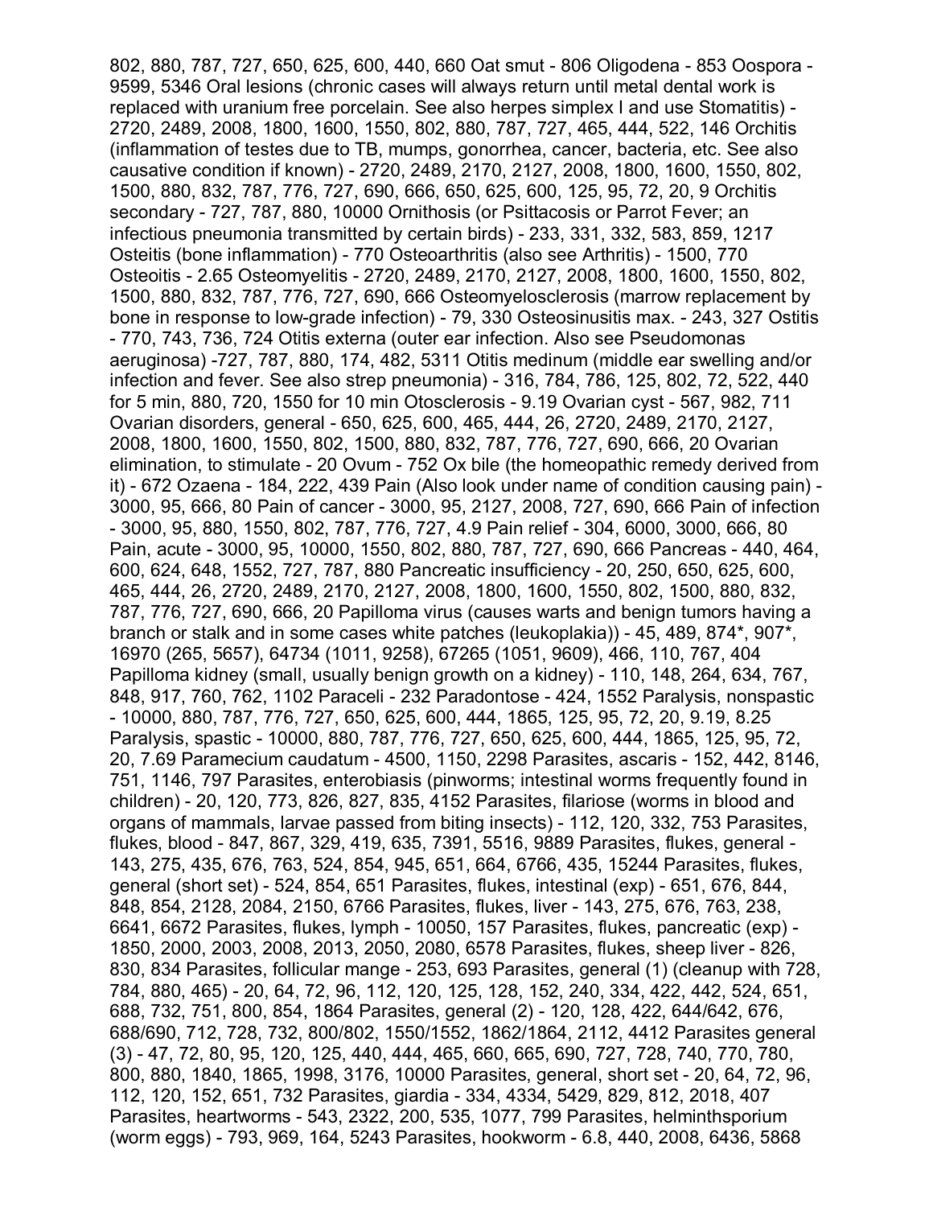802, 880, 787, 727, 650, 625, 600, 440, 660 Oat smut - 806 Oligodena - 853 Oospora - 9599, 5346 Oral lesions (chronic cases will always return until metal dental work is replaced with uranium free porcelain. See also herpes simplex I and use Stomatitis) - 2720, 2489, 2008, 1800, 1600, 1550, 802, 880, 787, 727, 465, 444, 522, 146 Orchitis (inflammation of testes due to TB, mumps, gonorrhea, cancer, bacteria, etc. See also causative condition if known) - 2720, 2489, 2170, 2127, 2008, 1800, 1600, 1550, 802, 1500, 880, 832, 787, 776, 727, 690, 666, 650, 625, 600, 125, 95, 72, 20, 9 Orchitis secondary - 727, 787, 880, 10000 Ornithosis (or Psittacosis or Parrot Fever; an infectious pneumonia transmitted by certain birds) - 233, 331, 332, 583, 859, 1217 Osteitis (bone inflammation) - 770 Osteoarthritis (also see Arthritis) - 1500, 770 Osteoitis - 2.65 Osteomyelitis - 2720, 2489, 2170, 2127, 2008, 1800, 1600, 1550, 802, 1500, 880, 832, 787, 776, 727, 690, 666 Osteomyelosclerosis (marrow replacement by bone in response to low-grade infection) - 79, 330 Osteosinusitis max. - 243, 327 Ostitis - 770, 743, 736, 724 Otitis externa (outer ear infection. Also see Pseudomonas aeruginosa) -727, 787, 880, 174, 482, 5311 Otitis medinum (middle ear swelling and/or infection and fever. See also strep pneumonia) - 316, 784, 786, 125, 802, 72, 522, 440 for 5 min, 880, 720, 1550 for 10 min Otosclerosis - 9.19 Ovarian cyst - 567, 982, 711 Ovarian disorders, general - 650, 625, 600, 465, 444, 26, 2720, 2489, 2170, 2127, 2008, 1800, 1600, 1550, 802, 1500, 880, 832, 787, 776, 727, 690, 666, 20 Ovarian elimination, to stimulate - 20 Ovum - 752 Ox bile (the homeopathic remedy derived from it) - 672 Ozaena - 184, 222, 439 Pain (Also look under name of condition causing pain) - 3000, 95, 666, 80 Pain of cancer - 3000, 95, 2127, 2008, 727, 690, 666 Pain of infection - 3000, 95, 880, 1550, 802, 787, 776, 727, 4.9 Pain relief - 304, 6000, 3000, 666, 80 Pain, acute - 3000, 95, 10000, 1550, 802, 880, 787, 727, 690, 666 Pancreas - 440, 464, 600, 624, 648, 1552, 727, 787, 880 Pancreatic insufficiency - 20, 250, 650, 625, 600, 465, 444, 26, 2720, 2489, 2170, 2127, 2008, 1800, 1600, 1550, 802, 1500, 880, 832, 787, 776, 727, 690, 666, 20 Papilloma virus (causes warts and benign tumors having a branch or stalk and in some cases white patches (leukoplakia)) - 45, 489, 874*, 907*, 16970 (265, 5657), 64734 (1011, 9258), 67265 (1051, 9609), 466, 110, 767, 404 Papilloma kidney (small, usually benign growth on a kidney) - 110, 148, 264, 634, 767, 848, 917, 760, 762, 1102 Paraceli - 232 Paradontose - 424, 1552 Paralysis, nonspastic - 10000, 880, 787, 776, 727, 650, 625, 600, 444, 1865, 125, 95, 72, 20, 9.19, 8.25 Paralysis, spastic - 10000, 880, 787, 776, 727, 650, 625, 600, 444, 1865, 125, 95, 72, 20, 7.69 Paramecium caudatum - 4500, 1150, 2298 Parasites, ascaris - 152, 442, 8146, 751, 1146, 797 Parasites, enterobiasis (pinworms; intestinal worms frequently found in children) - 20, 120, 773, 826, 827, 835, 4152 Parasites, filariose (worms in blood and organs of mammals, larvae passed from biting insects) - 112, 120, 332, 753 Parasites, flukes, blood - 847, 867, 329, 419, 635, 7391, 5516, 9889 Parasites, flukes, general - 143, 275, 435, 676, 763, 524, 854, 945, 651, 664, 6766, 435, 15244 Parasites, flukes, general (short set) - 524, 854, 651 Parasites, flukes, intestinal (exp) - 651, 676, 844, 848, 854, 2128, 2084, 2150, 6766 Parasites, flukes, liver - 143, 275, 676, 763, 238, 6641, 6672 Parasites, flukes, lymph - 10050, 157 Parasites, flukes, pancreatic (exp) - 1850, 2000, 2003, 2008, 2013, 2050, 2080, 6578 Parasites, flukes, sheep liver - 826, 830, 834 Parasites, follicular mange - 253, 693 Parasites, general (1) (cleanup with 728, 784, 880, 465) - 20, 64, 72, 96, 112, 120, 125, 128, 152, 240, 334, 422, 442, 524, 651, 688, 732, 751, 800, 854, 1864 Parasites, general (2) - 120, 128, 422, 644/642, 676, 688/690, 712, 728, 732, 800/802, 1550/1552, 1862/1864, 2112, 4412 Parasites general (3) - 47, 72, 80, 95, 120, 125, 440, 444, 465, 660, 665, 690, 727, 728, 740, 770, 780, 800, 880, 1840, 1865, 1998, 3176, 10000 Parasites, general, short set - 20, 64, 72, 96, 112, 120, 152, 651, 732 Parasites, giardia - 334, 4334, 5429, 829, 812, 2018, 407 Parasites, heartworms - 543, 2322, 200, 535, 1077, 799 Parasites, helminthsporium (worm eggs) - 793, 969, 164, 5243 Parasites, hookworm - 6.8, 440, 2008, 6436, 5868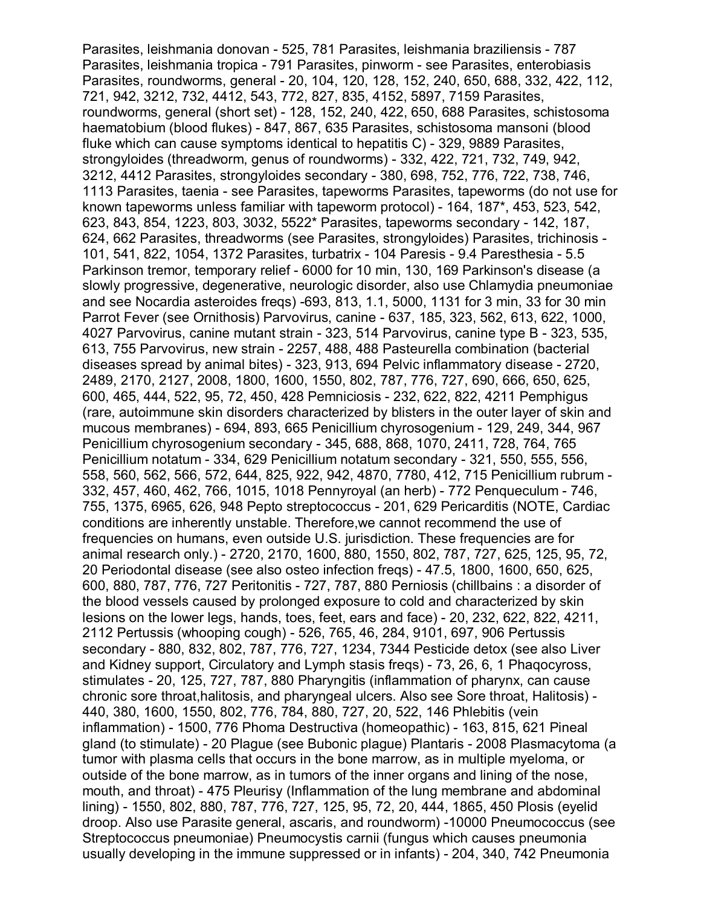Parasites, leishmania donovan - 525, 781 Parasites, leishmania braziliensis - 787 Parasites, leishmania tropica - 791 Parasites, pinworm - see Parasites, enterobiasis Parasites, roundworms, general - 20, 104, 120, 128, 152, 240, 650, 688, 332, 422, 112, 721, 942, 3212, 732, 4412, 543, 772, 827, 835, 4152, 5897, 7159 Parasites, roundworms, general (short set) - 128, 152, 240, 422, 650, 688 Parasites, schistosoma haematobium (blood flukes) - 847, 867, 635 Parasites, schistosoma mansoni (blood fluke which can cause symptoms identical to hepatitis C) - 329, 9889 Parasites, strongyloides (threadworm, genus of roundworms) - 332, 422, 721, 732, 749, 942, 3212, 4412 Parasites, strongyloides secondary - 380, 698, 752, 776, 722, 738, 746, 1113 Parasites, taenia - see Parasites, tapeworms Parasites, tapeworms (do not use for known tapeworms unless familiar with tapeworm protocol) - 164, 187*, 453, 523, 542, 623, 843, 854, 1223, 803, 3032, 5522* Parasites, tapeworms secondary - 142, 187, 624, 662 Parasites, threadworms (see Parasites, strongyloides) Parasites, trichinosis - 101, 541, 822, 1054, 1372 Parasites, turbatrix - 104 Paresis - 9.4 Paresthesia - 5.5 Parkinson tremor, temporary relief - 6000 for 10 min, 130, 169 Parkinson's disease (a slowly progressive, degenerative, neurologic disorder, also use Chlamydia pneumoniae and see Nocardia asteroides freqs) -693, 813, 1.1, 5000, 1131 for 3 min, 33 for 30 min Parrot Fever (see Ornithosis) Parvovirus, canine - 637, 185, 323, 562, 613, 622, 1000, 4027 Parvovirus, canine mutant strain - 323, 514 Parvovirus, canine type B - 323, 535, 613, 755 Parvovirus, new strain - 2257, 488, 488 Pasteurella combination (bacterial diseases spread by animal bites) - 323, 913, 694 Pelvic inflammatory disease - 2720, 2489, 2170, 2127, 2008, 1800, 1600, 1550, 802, 787, 776, 727, 690, 666, 650, 625, 600, 465, 444, 522, 95, 72, 450, 428 Pemniciosis - 232, 622, 822, 4211 Pemphigus (rare, autoimmune skin disorders characterized by blisters in the outer layer of skin and mucous membranes) - 694, 893, 665 Penicillium chyrosogenium - 129, 249, 344, 967 Penicillium chyrosogenium secondary - 345, 688, 868, 1070, 2411, 728, 764, 765 Penicillium notatum - 334, 629 Penicillium notatum secondary - 321, 550, 555, 556, 558, 560, 562, 566, 572, 644, 825, 922, 942, 4870, 7780, 412, 715 Penicillium rubrum - 332, 457, 460, 462, 766, 1015, 1018 Pennyroyal (an herb) - 772 Penqueculum - 746, 755, 1375, 6965, 626, 948 Pepto streptococcus - 201, 629 Pericarditis (NOTE, Cardiac conditions are inherently unstable. Therefore,we cannot recommend the use of frequencies on humans, even outside U.S. jurisdiction. These frequencies are for animal research only.) - 2720, 2170, 1600, 880, 1550, 802, 787, 727, 625, 125, 95, 72, 20 Periodontal disease (see also osteo infection freqs) - 47.5, 1800, 1600, 650, 625, 600, 880, 787, 776, 727 Peritonitis - 727, 787, 880 Perniosis (chillbains : a disorder of the blood vessels caused by prolonged exposure to cold and characterized by skin lesions on the lower legs, hands, toes, feet, ears and face) - 20, 232, 622, 822, 4211, 2112 Pertussis (whooping cough) - 526, 765, 46, 284, 9101, 697, 906 Pertussis secondary - 880, 832, 802, 787, 776, 727, 1234, 7344 Pesticide detox (see also Liver and Kidney support, Circulatory and Lymph stasis freqs) - 73, 26, 6, 1 Phaqocyross, stimulates - 20, 125, 727, 787, 880 Pharyngitis (inflammation of pharynx, can cause chronic sore throat,halitosis, and pharyngeal ulcers. Also see Sore throat, Halitosis) - 440, 380, 1600, 1550, 802, 776, 784, 880, 727, 20, 522, 146 Phlebitis (vein inflammation) - 1500, 776 Phoma Destructiva (homeopathic) - 163, 815, 621 Pineal gland (to stimulate) - 20 Plague (see Bubonic plague) Plantaris - 2008 Plasmacytoma (a tumor with plasma cells that occurs in the bone marrow, as in multiple myeloma, or outside of the bone marrow, as in tumors of the inner organs and lining of the nose, mouth, and throat) - 475 Pleurisy (Inflammation of the lung membrane and abdominal lining) - 1550, 802, 880, 787, 776, 727, 125, 95, 72, 20, 444, 1865, 450 Plosis (eyelid droop. Also use Parasite general, ascaris, and roundworm) -10000 Pneumococcus (see Streptococcus pneumoniae) Pneumocystis carnii (fungus which causes pneumonia usually developing in the immune suppressed or in infants) - 204, 340, 742 Pneumonia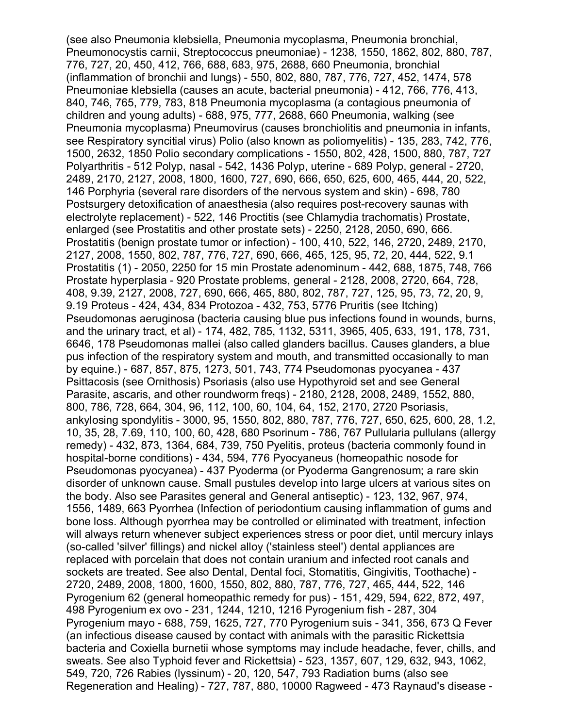(see also Pneumonia klebsiella, Pneumonia mycoplasma, Pneumonia bronchial, Pneumonocystis carnii, Streptococcus pneumoniae) - 1238, 1550, 1862, 802, 880, 787, 776, 727, 20, 450, 412, 766, 688, 683, 975, 2688, 660 Pneumonia, bronchial (inflammation of bronchii and lungs) - 550, 802, 880, 787, 776, 727, 452, 1474, 578 Pneumoniae klebsiella (causes an acute, bacterial pneumonia) - 412, 766, 776, 413, 840, 746, 765, 779, 783, 818 Pneumonia mycoplasma (a contagious pneumonia of children and young adults) - 688, 975, 777, 2688, 660 Pneumonia, walking (see Pneumonia mycoplasma) Pneumovirus (causes bronchiolitis and pneumonia in infants, see Respiratory syncitial virus) Polio (also known as poliomyelitis) - 135, 283, 742, 776, 1500, 2632, 1850 Polio secondary complications - 1550, 802, 428, 1500, 880, 787, 727 Polyarthritis - 512 Polyp, nasal - 542, 1436 Polyp, uterine - 689 Polyp, general - 2720, 2489, 2170, 2127, 2008, 1800, 1600, 727, 690, 666, 650, 625, 600, 465, 444, 20, 522, 146 Porphyria (several rare disorders of the nervous system and skin) - 698, 780 Postsurgery detoxification of anaesthesia (also requires post-recovery saunas with electrolyte replacement) - 522, 146 Proctitis (see Chlamydia trachomatis) Prostate, enlarged (see Prostatitis and other prostate sets) - 2250, 2128, 2050, 690, 666. Prostatitis (benign prostate tumor or infection) - 100, 410, 522, 146, 2720, 2489, 2170, 2127, 2008, 1550, 802, 787, 776, 727, 690, 666, 465, 125, 95, 72, 20, 444, 522, 9.1 Prostatitis (1) - 2050, 2250 for 15 min Prostate adenominum - 442, 688, 1875, 748, 766 Prostate hyperplasia - 920 Prostate problems, general - 2128, 2008, 2720, 664, 728, 408, 9.39, 2127, 2008, 727, 690, 666, 465, 880, 802, 787, 727, 125, 95, 73, 72, 20, 9, 9.19 Proteus - 424, 434, 834 Protozoa - 432, 753, 5776 Pruritis (see Itching) Pseudomonas aeruginosa (bacteria causing blue pus infections found in wounds, burns, and the urinary tract, et al) - 174, 482, 785, 1132, 5311, 3965, 405, 633, 191, 178, 731, 6646, 178 Pseudomonas mallei (also called glanders bacillus. Causes glanders, a blue pus infection of the respiratory system and mouth, and transmitted occasionally to man by equine.) - 687, 857, 875, 1273, 501, 743, 774 Pseudomonas pyocyanea - 437 Psittacosis (see Ornithosis) Psoriasis (also use Hypothyroid set and see General Parasite, ascaris, and other roundworm freqs) - 2180, 2128, 2008, 2489, 1552, 880, 800, 786, 728, 664, 304, 96, 112, 100, 60, 104, 64, 152, 2170, 2720 Psoriasis, ankylosing spondylitis - 3000, 95, 1550, 802, 880, 787, 776, 727, 650, 625, 600, 28, 1.2, 10, 35, 28, 7.69, 110, 100, 60, 428, 680 Psorinum - 786, 767 Pullularia pullulans (allergy remedy) - 432, 873, 1364, 684, 739, 750 Pyelitis, proteus (bacteria commonly found in hospital-borne conditions) - 434, 594, 776 Pyocyaneus (homeopathic nosode for Pseudomonas pyocyanea) - 437 Pyoderma (or Pyoderma Gangrenosum; a rare skin disorder of unknown cause. Small pustules develop into large ulcers at various sites on the body. Also see Parasites general and General antiseptic) - 123, 132, 967, 974, 1556, 1489, 663 Pyorrhea (Infection of periodontium causing inflammation of gums and bone loss. Although pyorrhea may be controlled or eliminated with treatment, infection will always return whenever subject experiences stress or poor diet, until mercury inlays (so-called 'silver' fillings) and nickel alloy ('stainless steel') dental appliances are replaced with porcelain that does not contain uranium and infected root canals and sockets are treated. See also Dental, Dental foci, Stomatitis, Gingivitis, Toothache) - 2720, 2489, 2008, 1800, 1600, 1550, 802, 880, 787, 776, 727, 465, 444, 522, 146 Pyrogenium 62 (general homeopathic remedy for pus) - 151, 429, 594, 622, 872, 497, 498 Pyrogenium ex ovo - 231, 1244, 1210, 1216 Pyrogenium fish - 287, 304 Pyrogenium mayo - 688, 759, 1625, 727, 770 Pyrogenium suis - 341, 356, 673 Q Fever (an infectious disease caused by contact with animals with the parasitic Rickettsia bacteria and Coxiella burnetii whose symptoms may include headache, fever, chills, and sweats. See also Typhoid fever and Rickettsia) - 523, 1357, 607, 129, 632, 943, 1062, 549, 720, 726 Rabies (lyssinum) - 20, 120, 547, 793 Radiation burns (also see Regeneration and Healing) - 727, 787, 880, 10000 Ragweed - 473 Raynaud's disease -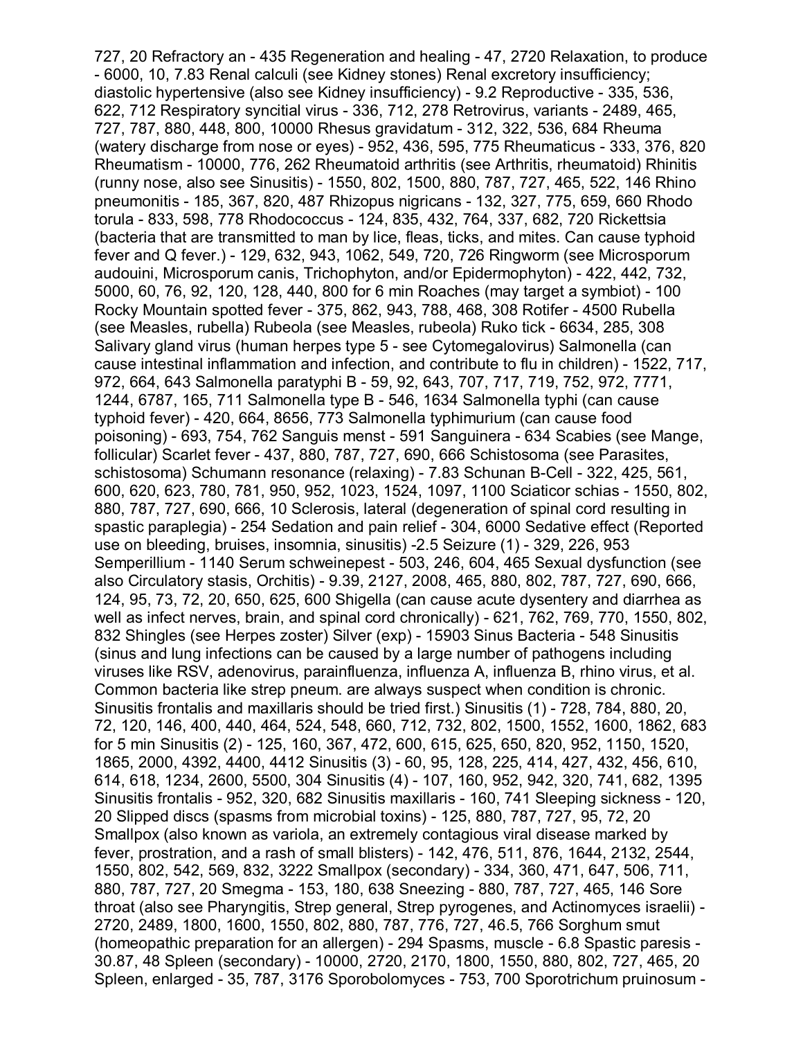727, 20 Refractory an - 435 Regeneration and healing - 47, 2720 Relaxation, to produce - 6000, 10, 7.83 Renal calculi (see Kidney stones) Renal excretory insufficiency; diastolic hypertensive (also see Kidney insufficiency) - 9.2 Reproductive - 335, 536, 622, 712 Respiratory syncitial virus - 336, 712, 278 Retrovirus, variants - 2489, 465, 727, 787, 880, 448, 800, 10000 Rhesus gravidatum - 312, 322, 536, 684 Rheuma (watery discharge from nose or eyes) - 952, 436, 595, 775 Rheumaticus - 333, 376, 820 Rheumatism - 10000, 776, 262 Rheumatoid arthritis (see Arthritis, rheumatoid) Rhinitis (runny nose, also see Sinusitis) - 1550, 802, 1500, 880, 787, 727, 465, 522, 146 Rhino pneumonitis - 185, 367, 820, 487 Rhizopus nigricans - 132, 327, 775, 659, 660 Rhodo torula - 833, 598, 778 Rhodococcus - 124, 835, 432, 764, 337, 682, 720 Rickettsia (bacteria that are transmitted to man by lice, fleas, ticks, and mites. Can cause typhoid fever and Q fever.) - 129, 632, 943, 1062, 549, 720, 726 Ringworm (see Microsporum audouini, Microsporum canis, Trichophyton, and/or Epidermophyton) - 422, 442, 732, 5000, 60, 76, 92, 120, 128, 440, 800 for 6 min Roaches (may target a symbiot) - 100 Rocky Mountain spotted fever - 375, 862, 943, 788, 468, 308 Rotifer - 4500 Rubella (see Measles, rubella) Rubeola (see Measles, rubeola) Ruko tick - 6634, 285, 308 Salivary gland virus (human herpes type 5 - see Cytomegalovirus) Salmonella (can cause intestinal inflammation and infection, and contribute to flu in children) - 1522, 717, 972, 664, 643 Salmonella paratyphi B - 59, 92, 643, 707, 717, 719, 752, 972, 7771, 1244, 6787, 165, 711 Salmonella type B - 546, 1634 Salmonella typhi (can cause typhoid fever) - 420, 664, 8656, 773 Salmonella typhimurium (can cause food poisoning) - 693, 754, 762 Sanguis menst - 591 Sanguinera - 634 Scabies (see Mange, follicular) Scarlet fever - 437, 880, 787, 727, 690, 666 Schistosoma (see Parasites, schistosoma) Schumann resonance (relaxing) - 7.83 Schunan B-Cell - 322, 425, 561, 600, 620, 623, 780, 781, 950, 952, 1023, 1524, 1097, 1100 Sciaticor schias - 1550, 802, 880, 787, 727, 690, 666, 10 Sclerosis, lateral (degeneration of spinal cord resulting in spastic paraplegia) - 254 Sedation and pain relief - 304, 6000 Sedative effect (Reported use on bleeding, bruises, insomnia, sinusitis) -2.5 Seizure (1) - 329, 226, 953 Semperillium - 1140 Serum schweinepest - 503, 246, 604, 465 Sexual dysfunction (see also Circulatory stasis, Orchitis) - 9.39, 2127, 2008, 465, 880, 802, 787, 727, 690, 666, 124, 95, 73, 72, 20, 650, 625, 600 Shigella (can cause acute dysentery and diarrhea as well as infect nerves, brain, and spinal cord chronically) - 621, 762, 769, 770, 1550, 802, 832 Shingles (see Herpes zoster) Silver (exp) - 15903 Sinus Bacteria - 548 Sinusitis (sinus and lung infections can be caused by a large number of pathogens including viruses like RSV, adenovirus, parainfluenza, influenza A, influenza B, rhino virus, et al. Common bacteria like strep pneum. are always suspect when condition is chronic. Sinusitis frontalis and maxillaris should be tried first.) Sinusitis (1) - 728, 784, 880, 20, 72, 120, 146, 400, 440, 464, 524, 548, 660, 712, 732, 802, 1500, 1552, 1600, 1862, 683 for 5 min Sinusitis (2) - 125, 160, 367, 472, 600, 615, 625, 650, 820, 952, 1150, 1520, 1865, 2000, 4392, 4400, 4412 Sinusitis (3) - 60, 95, 128, 225, 414, 427, 432, 456, 610, 614, 618, 1234, 2600, 5500, 304 Sinusitis (4) - 107, 160, 952, 942, 320, 741, 682, 1395 Sinusitis frontalis - 952, 320, 682 Sinusitis maxillaris - 160, 741 Sleeping sickness - 120, 20 Slipped discs (spasms from microbial toxins) - 125, 880, 787, 727, 95, 72, 20 Smallpox (also known as variola, an extremely contagious viral disease marked by fever, prostration, and a rash of small blisters) - 142, 476, 511, 876, 1644, 2132, 2544, 1550, 802, 542, 569, 832, 3222 Smallpox (secondary) - 334, 360, 471, 647, 506, 711, 880, 787, 727, 20 Smegma - 153, 180, 638 Sneezing - 880, 787, 727, 465, 146 Sore throat (also see Pharyngitis, Strep general, Strep pyrogenes, and Actinomyces israelii) - 2720, 2489, 1800, 1600, 1550, 802, 880, 787, 776, 727, 46.5, 766 Sorghum smut (homeopathic preparation for an allergen) - 294 Spasms, muscle - 6.8 Spastic paresis - 30.87, 48 Spleen (secondary) - 10000, 2720, 2170, 1800, 1550, 880, 802, 727, 465, 20 Spleen, enlarged - 35, 787, 3176 Sporobolomyces - 753, 700 Sporotrichum pruinosum -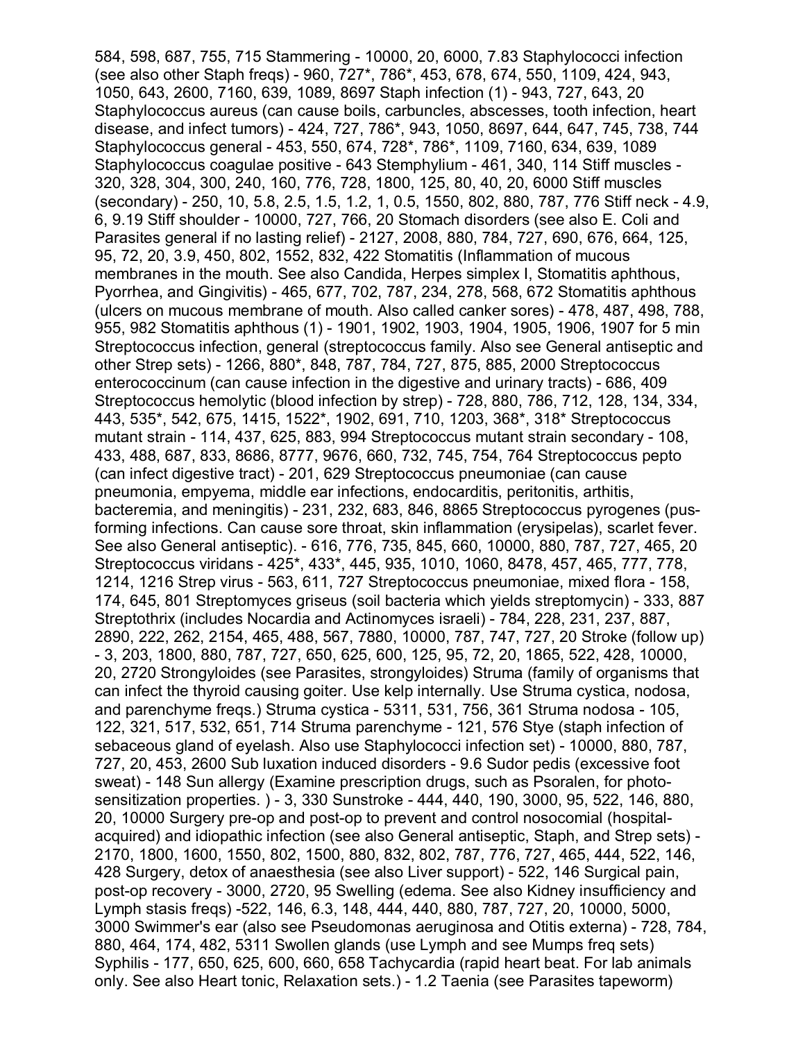584, 598, 687, 755, 715 Stammering - 10000, 20, 6000, 7.83 Staphylococci infection (see also other Staph freqs) - 960, 727*, 786*, 453, 678, 674, 550, 1109, 424, 943, 1050, 643, 2600, 7160, 639, 1089, 8697 Staph infection (1) - 943, 727, 643, 20 Staphylococcus aureus (can cause boils, carbuncles, abscesses, tooth infection, heart disease, and infect tumors) - 424, 727, 786*, 943, 1050, 8697, 644, 647, 745, 738, 744 Staphylococcus general - 453, 550, 674, 728*, 786*, 1109, 7160, 634, 639, 1089 Staphylococcus coagulae positive - 643 Stemphylium - 461, 340, 114 Stiff muscles - 320, 328, 304, 300, 240, 160, 776, 728, 1800, 125, 80, 40, 20, 6000 Stiff muscles (secondary) - 250, 10, 5.8, 2.5, 1.5, 1.2, 1, 0.5, 1550, 802, 880, 787, 776 Stiff neck - 4.9, 6, 9.19 Stiff shoulder - 10000, 727, 766, 20 Stomach disorders (see also E. Coli and Parasites general if no lasting relief) - 2127, 2008, 880, 784, 727, 690, 676, 664, 125, 95, 72, 20, 3.9, 450, 802, 1552, 832, 422 Stomatitis (Inflammation of mucous membranes in the mouth. See also Candida, Herpes simplex I, Stomatitis aphthous, Pyorrhea, and Gingivitis) - 465, 677, 702, 787, 234, 278, 568, 672 Stomatitis aphthous (ulcers on mucous membrane of mouth. Also called canker sores) - 478, 487, 498, 788, 955, 982 Stomatitis aphthous (1) - 1901, 1902, 1903, 1904, 1905, 1906, 1907 for 5 min Streptococcus infection, general (streptococcus family. Also see General antiseptic and other Strep sets) - 1266, 880*, 848, 787, 784, 727, 875, 885, 2000 Streptococcus enterococcinum (can cause infection in the digestive and urinary tracts) - 686, 409 Streptococcus hemolytic (blood infection by strep) - 728, 880, 786, 712, 128, 134, 334, 443, 535*, 542, 675, 1415, 1522*, 1902, 691, 710, 1203, 368*, 318* Streptococcus mutant strain - 114, 437, 625, 883, 994 Streptococcus mutant strain secondary - 108, 433, 488, 687, 833, 8686, 8777, 9676, 660, 732, 745, 754, 764 Streptococcus pepto (can infect digestive tract) - 201, 629 Streptococcus pneumoniae (can cause pneumonia, empyema, middle ear infections, endocarditis, peritonitis, arthitis, bacteremia, and meningitis) - 231, 232, 683, 846, 8865 Streptococcus pyrogenes (pus-forming infections. Can cause sore throat, skin inflammation (erysipelas), scarlet fever. See also General antiseptic). - 616, 776, 735, 845, 660, 10000, 880, 787, 727, 465, 20 Streptococcus viridans - 425*, 433*, 445, 935, 1010, 1060, 8478, 457, 465, 777, 778, 1214, 1216 Strep virus - 563, 611, 727 Streptococcus pneumoniae, mixed flora - 158, 174, 645, 801 Streptomyces griseus (soil bacteria which yields streptomycin) - 333, 887 Streptothrix (includes Nocardia and Actinomyces israeli) - 784, 228, 231, 237, 887, 2890, 222, 262, 2154, 465, 488, 567, 7880, 10000, 787, 747, 727, 20 Stroke (follow up) - 3, 203, 1800, 880, 787, 727, 650, 625, 600, 125, 95, 72, 20, 1865, 522, 428, 10000, 20, 2720 Strongyloides (see Parasites, strongyloides) Struma (family of organisms that can infect the thyroid causing goiter. Use kelp internally. Use Struma cystica, nodosa, and parenchyme freqs.) Struma cystica - 5311, 531, 756, 361 Struma nodosa - 105, 122, 321, 517, 532, 651, 714 Struma parenchyme - 121, 576 Stye (staph infection of sebaceous gland of eyelash. Also use Staphylococci infection set) - 10000, 880, 787, 727, 20, 453, 2600 Sub luxation induced disorders - 9.6 Sudor pedis (excessive foot sweat) - 148 Sun allergy (Examine prescription drugs, such as Psoralen, for photo-sensitization properties. ) - 3, 330 Sunstroke - 444, 440, 190, 3000, 95, 522, 146, 880, 20, 10000 Surgery pre-op and post-op to prevent and control nosocomial (hospital-acquired) and idiopathic infection (see also General antiseptic, Staph, and Strep sets) - 2170, 1800, 1600, 1550, 802, 1500, 880, 832, 802, 787, 776, 727, 465, 444, 522, 146, 428 Surgery, detox of anaesthesia (see also Liver support) - 522, 146 Surgical pain, post-op recovery - 3000, 2720, 95 Swelling (edema. See also Kidney insufficiency and Lymph stasis freqs) -522, 146, 6.3, 148, 444, 440, 880, 787, 727, 20, 10000, 5000, 3000 Swimmer's ear (also see Pseudomonas aeruginosa and Otitis externa) - 728, 784, 880, 464, 174, 482, 5311 Swollen glands (use Lymph and see Mumps freq sets) Syphilis - 177, 650, 625, 600, 660, 658 Tachycardia (rapid heart beat. For lab animals only. See also Heart tonic, Relaxation sets.) - 1.2 Taenia (see Parasites tapeworm)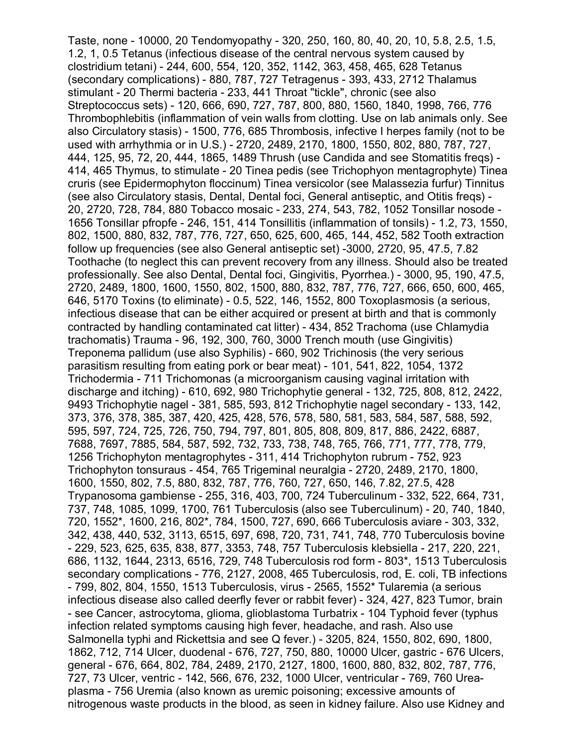Taste, none - 10000, 20 Tendomyopathy - 320, 250, 160, 80, 40, 20, 10, 5.8, 2.5, 1.5, 1.2, 1, 0.5 Tetanus (infectious disease of the central nervous system caused by clostridium tetani) - 244, 600, 554, 120, 352, 1142, 363, 458, 465, 628 Tetanus (secondary complications) - 880, 787, 727 Tetragenus - 393, 433, 2712 Thalamus stimulant - 20 Thermi bacteria - 233, 441 Throat "tickle", chronic (see also Streptococcus sets) - 120, 666, 690, 727, 787, 800, 880, 1560, 1840, 1998, 766, 776 Thrombophlebitis (inflammation of vein walls from clotting. Use on lab animals only. See also Circulatory stasis) - 1500, 776, 685 Thrombosis, infective I herpes family (not to be used with arrhythmia or in U.S.) - 2720, 2489, 2170, 1800, 1550, 802, 880, 787, 727, 444, 125, 95, 72, 20, 444, 1865, 1489 Thrush (use Candida and see Stomatitis freqs) - 414, 465 Thymus, to stimulate - 20 Tinea pedis (see Trichophyon mentagrophyte) Tinea cruris (see Epidermophyton floccinum) Tinea versicolor (see Malassezia furfur) Tinnitus (see also Circulatory stasis, Dental, Dental foci, General antiseptic, and Otitis freqs) - 20, 2720, 728, 784, 880 Tobacco mosaic - 233, 274, 543, 782, 1052 Tonsillar nosode - 1656 Tonsillar pfropfe - 246, 151, 414 Tonsillitis (inflammation of tonsils) - 1.2, 73, 1550, 802, 1500, 880, 832, 787, 776, 727, 650, 625, 600, 465, 144, 452, 582 Tooth extraction follow up frequencies (see also General antiseptic set) -3000, 2720, 95, 47.5, 7.82 Toothache (to neglect this can prevent recovery from any illness. Should also be treated professionally. See also Dental, Dental foci, Gingivitis, Pyorrhea.) - 3000, 95, 190, 47.5, 2720, 2489, 1800, 1600, 1550, 802, 1500, 880, 832, 787, 776, 727, 666, 650, 600, 465, 646, 5170 Toxins (to eliminate) - 0.5, 522, 146, 1552, 800 Toxoplasmosis (a serious, infectious disease that can be either acquired or present at birth and that is commonly contracted by handling contaminated cat litter) - 434, 852 Trachoma (use Chlamydia trachomatis) Trauma - 96, 192, 300, 760, 3000 Trench mouth (use Gingivitis) Treponema pallidum (use also Syphilis) - 660, 902 Trichinosis (the very serious parasitism resulting from eating pork or bear meat) - 101, 541, 822, 1054, 1372 Trichodermia - 711 Trichomonas (a microorganism causing vaginal irritation with discharge and itching) - 610, 692, 980 Trichophytie general - 132, 725, 808, 812, 2422, 9493 Trichophytie nagel - 381, 585, 593, 812 Trichophytie nagel secondary - 133, 142, 373, 376, 378, 385, 387, 420, 425, 428, 576, 578, 580, 581, 583, 584, 587, 588, 592, 595, 597, 724, 725, 726, 750, 794, 797, 801, 805, 808, 809, 817, 886, 2422, 6887, 7688, 7697, 7885, 584, 587, 592, 732, 733, 738, 748, 765, 766, 771, 777, 778, 779, 1256 Trichophyton mentagrophytes - 311, 414 Trichophyton rubrum - 752, 923 Trichophyton tonsuraus - 454, 765 Trigeminal neuralgia - 2720, 2489, 2170, 1800, 1600, 1550, 802, 7.5, 880, 832, 787, 776, 760, 727, 650, 146, 7.82, 27.5, 428 Trypanosoma gambiense - 255, 316, 403, 700, 724 Tuberculinum - 332, 522, 664, 731, 737, 748, 1085, 1099, 1700, 761 Tuberculosis (also see Tuberculinum) - 20, 740, 1840, 720, 1552*, 1600, 216, 802*, 784, 1500, 727, 690, 666 Tuberculosis aviare - 303, 332, 342, 438, 440, 532, 3113, 6515, 697, 698, 720, 731, 741, 748, 770 Tuberculosis bovine - 229, 523, 625, 635, 838, 877, 3353, 748, 757 Tuberculosis klebsiella - 217, 220, 221, 686, 1132, 1644, 2313, 6516, 729, 748 Tuberculosis rod form - 803*, 1513 Tuberculosis secondary complications - 776, 2127, 2008, 465 Tuberculosis, rod, E. coli, TB infections - 799, 802, 804, 1550, 1513 Tuberculosis, virus - 2565, 1552* Tularemia (a serious infectious disease also called deerfly fever or rabbit fever) - 324, 427, 823 Tumor, brain - see Cancer, astrocytoma, glioma, glioblastoma Turbatrix - 104 Typhoid fever (typhus infection related symptoms causing high fever, headache, and rash. Also use Salmonella typhi and Rickettsia and see Q fever.) - 3205, 824, 1550, 802, 690, 1800, 1862, 712, 714 Ulcer, duodenal - 676, 727, 750, 880, 10000 Ulcer, gastric - 676 Ulcers, general - 676, 664, 802, 784, 2489, 2170, 2127, 1800, 1600, 880, 832, 802, 787, 776, 727, 73 Ulcer, ventric - 142, 566, 676, 232, 1000 Ulcer, ventricular - 769, 760 Urea-plasma - 756 Uremia (also known as uremic poisoning; excessive amounts of nitrogenous waste products in the blood, as seen in kidney failure. Also use Kidney and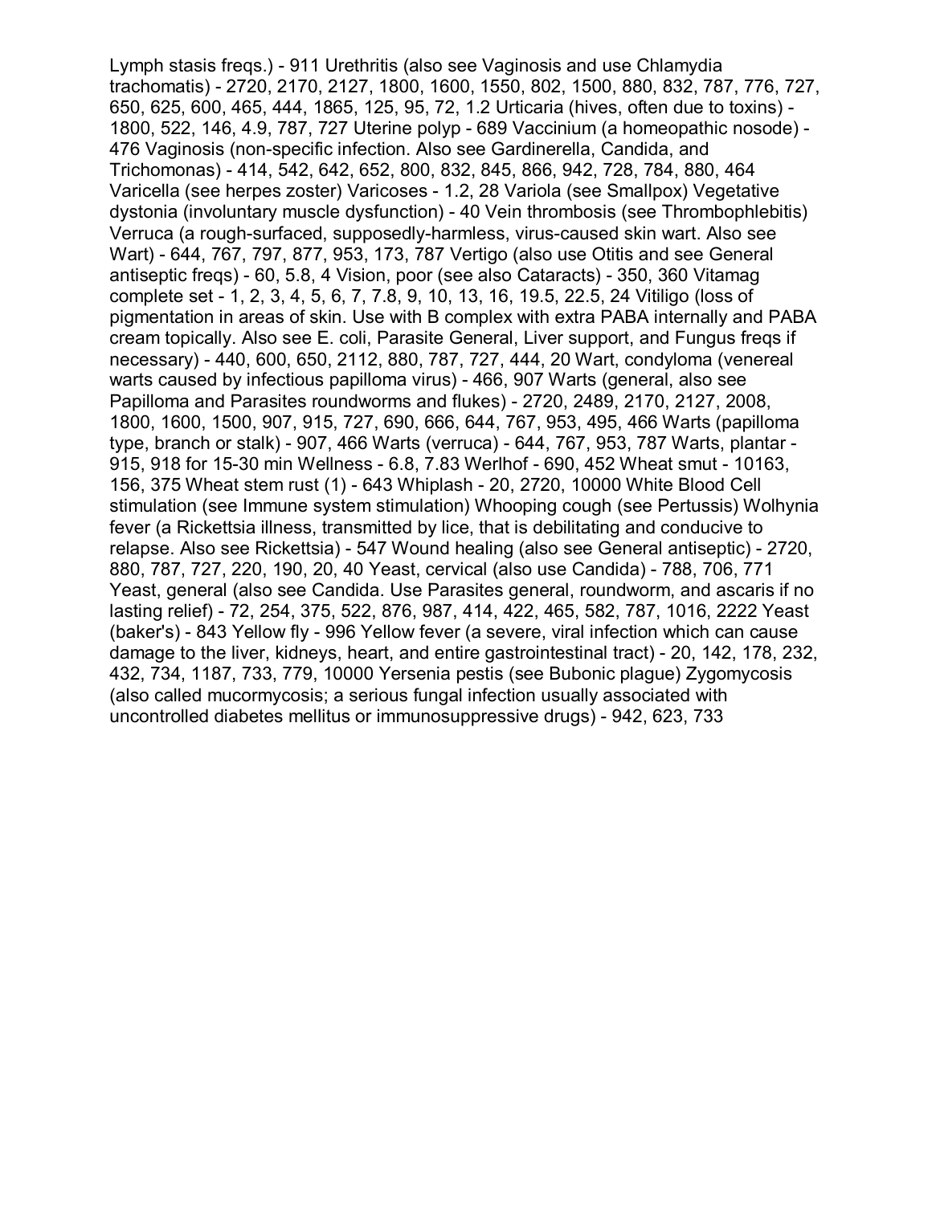Lymph stasis freqs.) - 911 Urethritis (also see Vaginosis and use Chlamydia trachomatis) - 2720, 2170, 2127, 1800, 1600, 1550, 802, 1500, 880, 832, 787, 776, 727, 650, 625, 600, 465, 444, 1865, 125, 95, 72, 1.2 Urticaria (hives, often due to toxins) - 1800, 522, 146, 4.9, 787, 727 Uterine polyp - 689 Vaccinium (a homeopathic nosode) - 476 Vaginosis (non-specific infection. Also see Gardinerella, Candida, and Trichomonas) - 414, 542, 642, 652, 800, 832, 845, 866, 942, 728, 784, 880, 464 Varicella (see herpes zoster) Varicoses - 1.2, 28 Variola (see Smallpox) Vegetative dystonia (involuntary muscle dysfunction) - 40 Vein thrombosis (see Thrombophlebitis) Verruca (a rough-surfaced, supposedly-harmless, virus-caused skin wart. Also see Wart) - 644, 767, 797, 877, 953, 173, 787 Vertigo (also use Otitis and see General antiseptic freqs) - 60, 5.8, 4 Vision, poor (see also Cataracts) - 350, 360 Vitamag complete set - 1, 2, 3, 4, 5, 6, 7, 7.8, 9, 10, 13, 16, 19.5, 22.5, 24 Vitiligo (loss of pigmentation in areas of skin. Use with B complex with extra PABA internally and PABA cream topically. Also see E. coli, Parasite General, Liver support, and Fungus freqs if necessary) - 440, 600, 650, 2112, 880, 787, 727, 444, 20 Wart, condyloma (venereal warts caused by infectious papilloma virus) - 466, 907 Warts (general, also see Papilloma and Parasites roundworms and flukes) - 2720, 2489, 2170, 2127, 2008, 1800, 1600, 1500, 907, 915, 727, 690, 666, 644, 767, 953, 495, 466 Warts (papilloma type, branch or stalk) - 907, 466 Warts (verruca) - 644, 767, 953, 787 Warts, plantar - 915, 918 for 15-30 min Wellness - 6.8, 7.83 Werlhof - 690, 452 Wheat smut - 10163, 156, 375 Wheat stem rust (1) - 643 Whiplash - 20, 2720, 10000 White Blood Cell stimulation (see Immune system stimulation) Whooping cough (see Pertussis) Wolhynia fever (a Rickettsia illness, transmitted by lice, that is debilitating and conducive to relapse. Also see Rickettsia) - 547 Wound healing (also see General antiseptic) - 2720, 880, 787, 727, 220, 190, 20, 40 Yeast, cervical (also use Candida) - 788, 706, 771 Yeast, general (also see Candida. Use Parasites general, roundworm, and ascaris if no lasting relief) - 72, 254, 375, 522, 876, 987, 414, 422, 465, 582, 787, 1016, 2222 Yeast (baker's) - 843 Yellow fly - 996 Yellow fever (a severe, viral infection which can cause damage to the liver, kidneys, heart, and entire gastrointestinal tract) - 20, 142, 178, 232, 432, 734, 1187, 733, 779, 10000 Yersenia pestis (see Bubonic plague) Zygomycosis (also called mucormycosis; a serious fungal infection usually associated with uncontrolled diabetes mellitus or immunosuppressive drugs) - 942, 623, 733